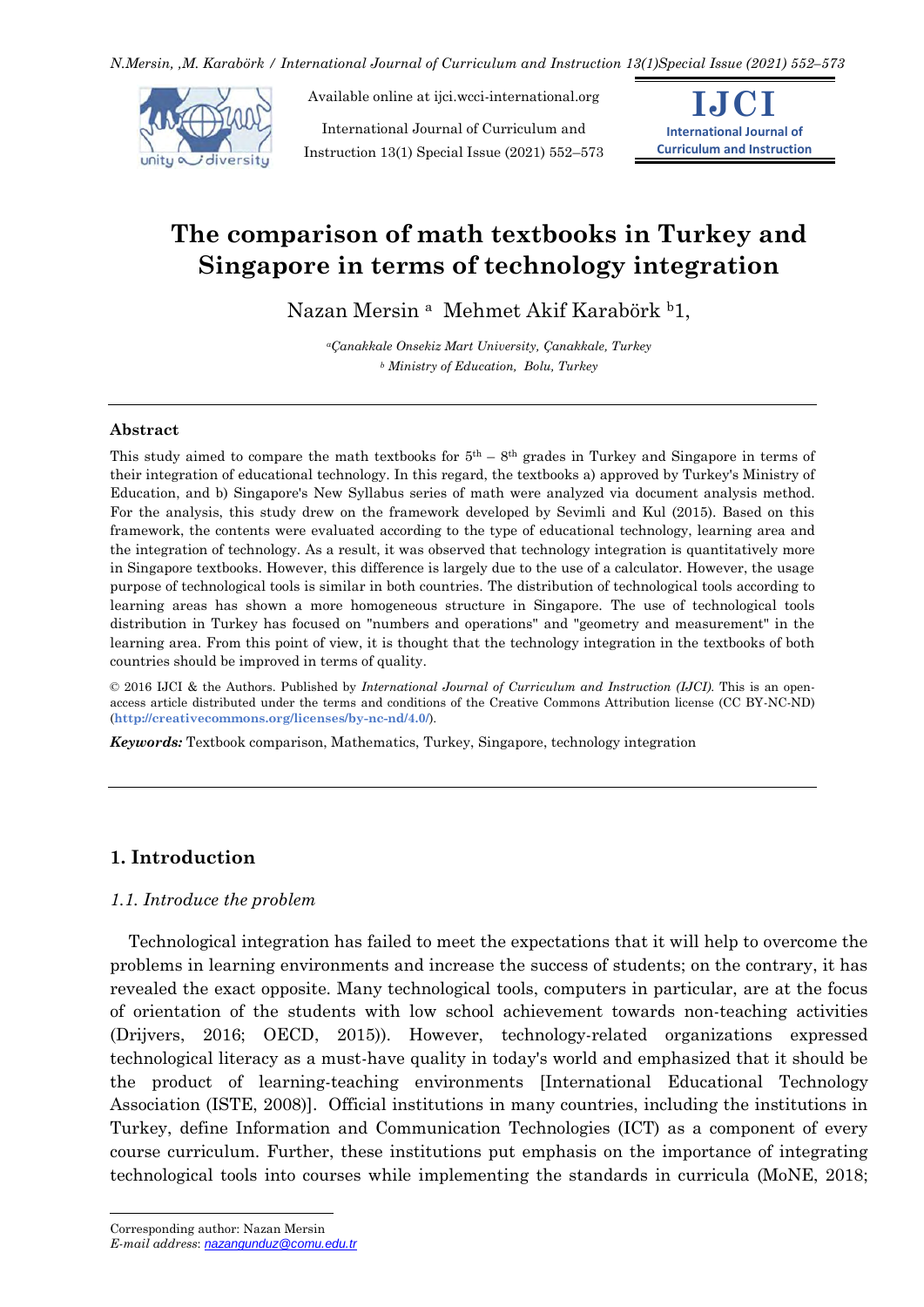# The comparison of math textbooks in Turkey and Singapore in terms of technology integration

Nazan Mersin [a] Mehmet Akif Karabörk [b]1,

[a] *Çanakkale Onsekiz Mart University, Çanakkale, Turkey*
[b] *Ministry of Education, Bolu, Turkey*

---

**Abstract**

This study aimed to compare the math textbooks for 5th – 8th grades in Turkey and Singapore in terms of their integration of educational technology. In this regard, the textbooks a) approved by Turkey's Ministry of Education, and b) Singapore's New Syllabus series of math were analyzed via document analysis method. For the analysis, this study drew on the framework developed by Sevimli and Kul (2015). Based on this framework, the contents were evaluated according to the type of educational technology, learning area and the integration of technology. As a result, it was observed that technology integration is quantitatively more in Singapore textbooks. However, this difference is largely due to the use of a calculator. However, the usage purpose of technological tools is similar in both countries. The distribution of technological tools according to learning areas has shown a more homogeneous structure in Singapore. The use of technological tools distribution in Turkey has focused on "numbers and operations" and "geometry and measurement" in the learning area. From this point of view, it is thought that the technology integration in the textbooks of both countries should be improved in terms of quality.

© 2016 IJCI & the Authors. Published by *International Journal of Curriculum and Instruction (IJCI).* This is an open-access article distributed under the terms and conditions of the Creative Commons Attribution license (CC BY-NC-ND) (**http://creativecommons.org/licenses/by-nc-nd/4.0/**).

***Keywords:*** Textbook comparison, Mathematics, Turkey, Singapore, technology integration

---

## 1. Introduction

### *1.1. Introduce the problem*

Technological integration has failed to meet the expectations that it will help to overcome the problems in learning environments and increase the success of students; on the contrary, it has revealed the exact opposite. Many technological tools, computers in particular, are at the focus of orientation of the students with low school achievement towards non-teaching activities (Drijvers, 2016; OECD, 2015)). However, technology-related organizations expressed technological literacy as a must-have quality in today's world and emphasized that it should be the product of learning-teaching environments [International Educational Technology Association (ISTE, 2008)]. Official institutions in many countries, including the institutions in Turkey, define Information and Communication Technologies (ICT) as a component of every course curriculum. Further, these institutions put emphasis on the importance of integrating technological tools into courses while implementing the standards in curricula (MoNE, 2018;

---

Corresponding author: Nazan Mersin
*E-mail address*: *nazangunduz@comu.edu.tr*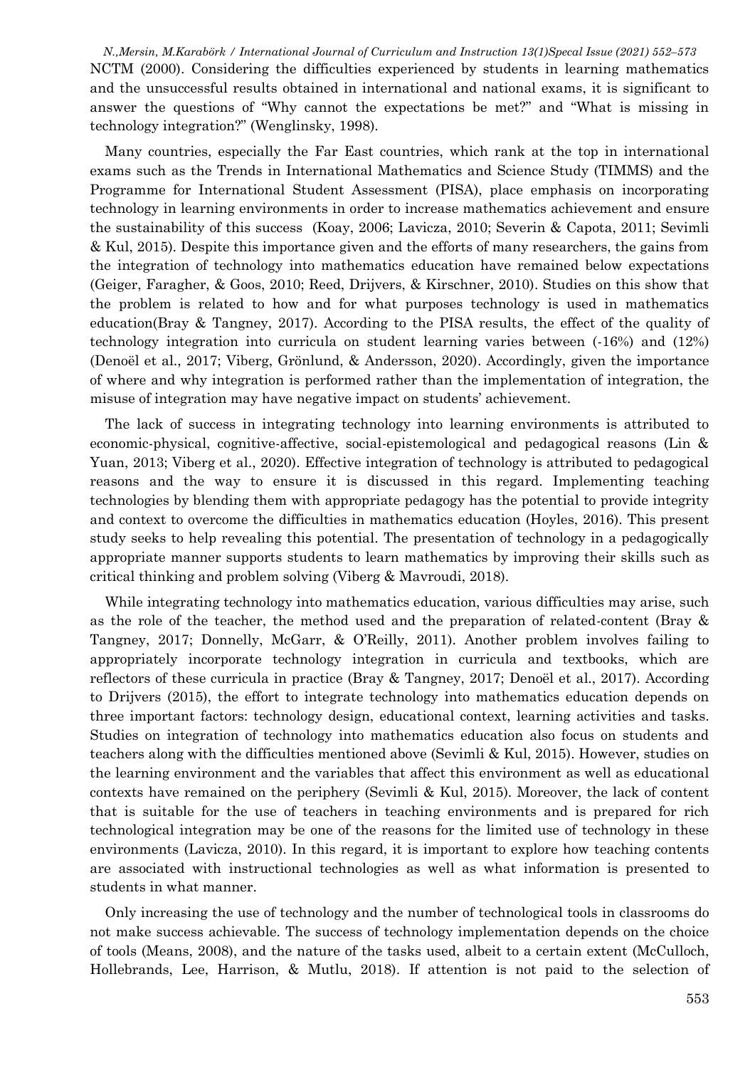NCTM (2000). Considering the difficulties experienced by students in learning mathematics and the unsuccessful results obtained in international and national exams, it is significant to answer the questions of "Why cannot the expectations be met?" and "What is missing in technology integration?" (Wenglinsky, 1998).

Many countries, especially the Far East countries, which rank at the top in international exams such as the Trends in International Mathematics and Science Study (TIMMS) and the Programme for International Student Assessment (PISA), place emphasis on incorporating technology in learning environments in order to increase mathematics achievement and ensure the sustainability of this success (Koay, 2006; Lavicza, 2010; Severin & Capota, 2011; Sevimli & Kul, 2015). Despite this importance given and the efforts of many researchers, the gains from the integration of technology into mathematics education have remained below expectations (Geiger, Faragher, & Goos, 2010; Reed, Drijvers, & Kirschner, 2010). Studies on this show that the problem is related to how and for what purposes technology is used in mathematics education(Bray & Tangney, 2017). According to the PISA results, the effect of the quality of technology integration into curricula on student learning varies between (-16%) and (12%) (Denoël et al., 2017; Viberg, Grönlund, & Andersson, 2020). Accordingly, given the importance of where and why integration is performed rather than the implementation of integration, the misuse of integration may have negative impact on students' achievement.

The lack of success in integrating technology into learning environments is attributed to economic-physical, cognitive-affective, social-epistemological and pedagogical reasons (Lin & Yuan, 2013; Viberg et al., 2020). Effective integration of technology is attributed to pedagogical reasons and the way to ensure it is discussed in this regard. Implementing teaching technologies by blending them with appropriate pedagogy has the potential to provide integrity and context to overcome the difficulties in mathematics education (Hoyles, 2016). This present study seeks to help revealing this potential. The presentation of technology in a pedagogically appropriate manner supports students to learn mathematics by improving their skills such as critical thinking and problem solving (Viberg & Mavroudi, 2018).

While integrating technology into mathematics education, various difficulties may arise, such as the role of the teacher, the method used and the preparation of related-content (Bray & Tangney, 2017; Donnelly, McGarr, & O'Reilly, 2011). Another problem involves failing to appropriately incorporate technology integration in curricula and textbooks, which are reflectors of these curricula in practice (Bray & Tangney, 2017; Denoël et al., 2017). According to Drijvers (2015), the effort to integrate technology into mathematics education depends on three important factors: technology design, educational context, learning activities and tasks. Studies on integration of technology into mathematics education also focus on students and teachers along with the difficulties mentioned above (Sevimli & Kul, 2015). However, studies on the learning environment and the variables that affect this environment as well as educational contexts have remained on the periphery (Sevimli & Kul, 2015). Moreover, the lack of content that is suitable for the use of teachers in teaching environments and is prepared for rich technological integration may be one of the reasons for the limited use of technology in these environments (Lavicza, 2010). In this regard, it is important to explore how teaching contents are associated with instructional technologies as well as what information is presented to students in what manner.

Only increasing the use of technology and the number of technological tools in classrooms do not make success achievable. The success of technology implementation depends on the choice of tools (Means, 2008), and the nature of the tasks used, albeit to a certain extent (McCulloch, Hollebrands, Lee, Harrison, & Mutlu, 2018). If attention is not paid to the selection of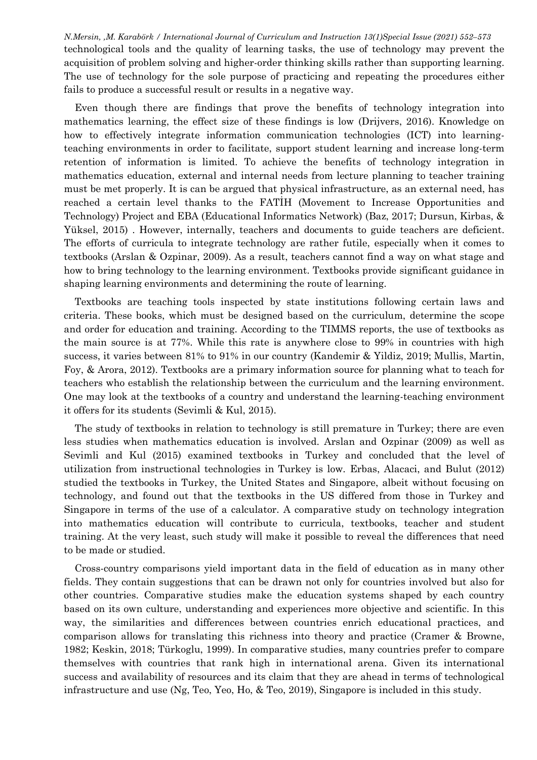technological tools and the quality of learning tasks, the use of technology may prevent the acquisition of problem solving and higher-order thinking skills rather than supporting learning. The use of technology for the sole purpose of practicing and repeating the procedures either fails to produce a successful result or results in a negative way.

Even though there are findings that prove the benefits of technology integration into mathematics learning, the effect size of these findings is low (Drijvers, 2016). Knowledge on how to effectively integrate information communication technologies (ICT) into learning-teaching environments in order to facilitate, support student learning and increase long-term retention of information is limited. To achieve the benefits of technology integration in mathematics education, external and internal needs from lecture planning to teacher training must be met properly. It is can be argued that physical infrastructure, as an external need, has reached a certain level thanks to the FATİH (Movement to Increase Opportunities and Technology) Project and EBA (Educational Informatics Network) (Baz, 2017; Dursun, Kirbas, & Yüksel, 2015) . However, internally, teachers and documents to guide teachers are deficient. The efforts of curricula to integrate technology are rather futile, especially when it comes to textbooks (Arslan & Ozpinar, 2009). As a result, teachers cannot find a way on what stage and how to bring technology to the learning environment. Textbooks provide significant guidance in shaping learning environments and determining the route of learning.

Textbooks are teaching tools inspected by state institutions following certain laws and criteria. These books, which must be designed based on the curriculum, determine the scope and order for education and training. According to the TIMMS reports, the use of textbooks as the main source is at 77%. While this rate is anywhere close to 99% in countries with high success, it varies between 81% to 91% in our country (Kandemir & Yildiz, 2019; Mullis, Martin, Foy, & Arora, 2012). Textbooks are a primary information source for planning what to teach for teachers who establish the relationship between the curriculum and the learning environment. One may look at the textbooks of a country and understand the learning-teaching environment it offers for its students (Sevimli & Kul, 2015).

The study of textbooks in relation to technology is still premature in Turkey; there are even less studies when mathematics education is involved. Arslan and Ozpinar (2009) as well as Sevimli and Kul (2015) examined textbooks in Turkey and concluded that the level of utilization from instructional technologies in Turkey is low. Erbas, Alacaci, and Bulut (2012) studied the textbooks in Turkey, the United States and Singapore, albeit without focusing on technology, and found out that the textbooks in the US differed from those in Turkey and Singapore in terms of the use of a calculator. A comparative study on technology integration into mathematics education will contribute to curricula, textbooks, teacher and student training. At the very least, such study will make it possible to reveal the differences that need to be made or studied.

Cross-country comparisons yield important data in the field of education as in many other fields. They contain suggestions that can be drawn not only for countries involved but also for other countries. Comparative studies make the education systems shaped by each country based on its own culture, understanding and experiences more objective and scientific. In this way, the similarities and differences between countries enrich educational practices, and comparison allows for translating this richness into theory and practice (Cramer & Browne, 1982; Keskin, 2018; Türkoglu, 1999). In comparative studies, many countries prefer to compare themselves with countries that rank high in international arena. Given its international success and availability of resources and its claim that they are ahead in terms of technological infrastructure and use (Ng, Teo, Yeo, Ho, & Teo, 2019), Singapore is included in this study.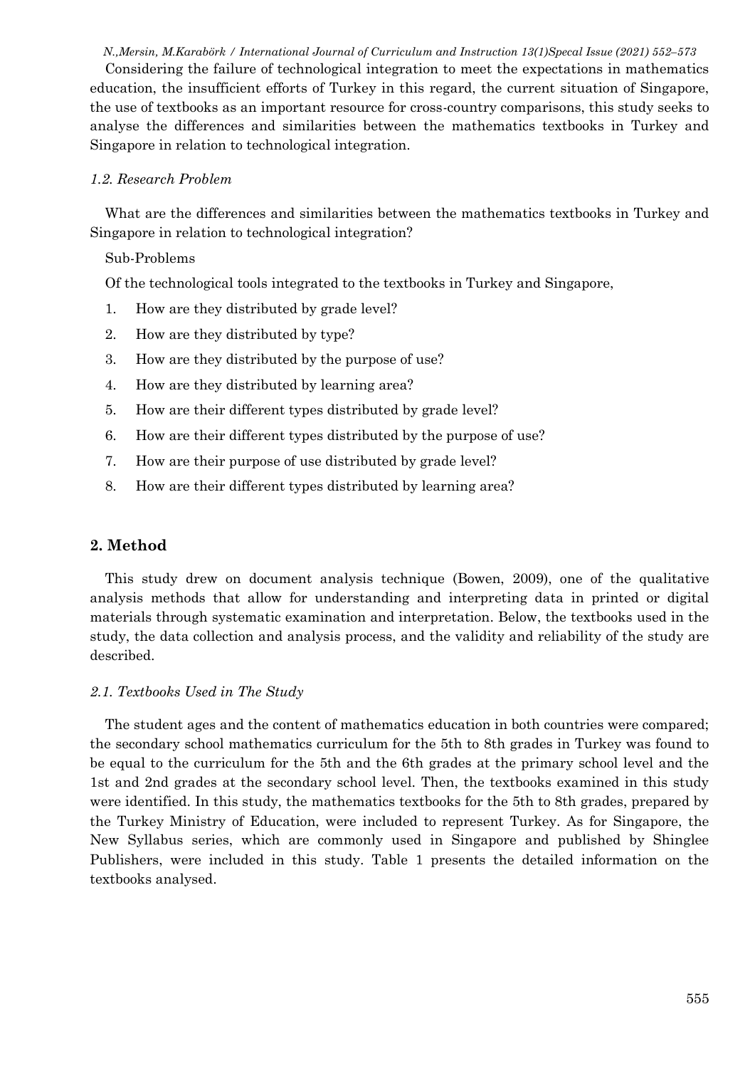Considering the failure of technological integration to meet the expectations in mathematics education, the insufficient efforts of Turkey in this regard, the current situation of Singapore, the use of textbooks as an important resource for cross-country comparisons, this study seeks to analyse the differences and similarities between the mathematics textbooks in Turkey and Singapore in relation to technological integration.

### *1.2. Research Problem*

What are the differences and similarities between the mathematics textbooks in Turkey and Singapore in relation to technological integration?

Sub-Problems

Of the technological tools integrated to the textbooks in Turkey and Singapore,

1. How are they distributed by grade level?
2. How are they distributed by type?
3. How are they distributed by the purpose of use?
4. How are they distributed by learning area?
5. How are their different types distributed by grade level?
6. How are their different types distributed by the purpose of use?
7. How are their purpose of use distributed by grade level?
8. How are their different types distributed by learning area?

## 2. Method

This study drew on document analysis technique (Bowen, 2009), one of the qualitative analysis methods that allow for understanding and interpreting data in printed or digital materials through systematic examination and interpretation. Below, the textbooks used in the study, the data collection and analysis process, and the validity and reliability of the study are described.

### *2.1. Textbooks Used in The Study*

The student ages and the content of mathematics education in both countries were compared; the secondary school mathematics curriculum for the 5th to 8th grades in Turkey was found to be equal to the curriculum for the 5th and the 6th grades at the primary school level and the 1st and 2nd grades at the secondary school level. Then, the textbooks examined in this study were identified. In this study, the mathematics textbooks for the 5th to 8th grades, prepared by the Turkey Ministry of Education, were included to represent Turkey. As for Singapore, the New Syllabus series, which are commonly used in Singapore and published by Shinglee Publishers, were included in this study. Table 1 presents the detailed information on the textbooks analysed.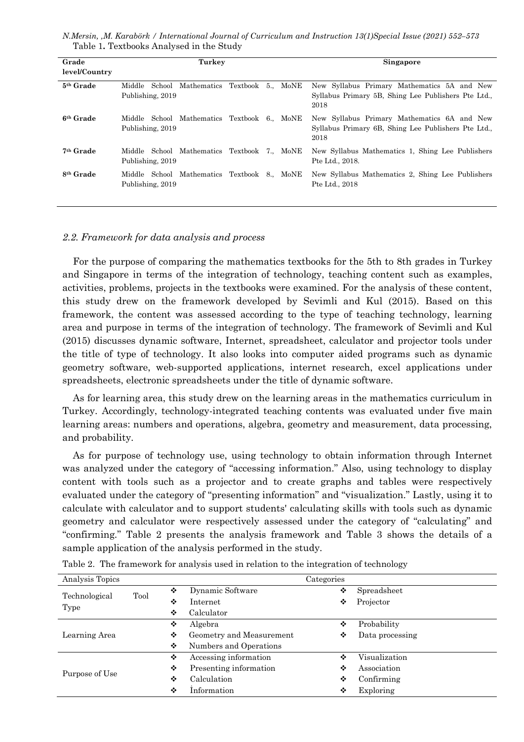Table 1. Textbooks Analysed in the Study

| Grade level/Country | Turkey | Singapore |
|---|---|---|
| 5th Grade | Middle School Mathematics Textbook 5., MoNE Publishing, 2019 | New Syllabus Primary Mathematics 5A and New Syllabus Primary 5B, Shing Lee Publishers Pte Ltd., 2018 |
| 6th Grade | Middle School Mathematics Textbook 6., MoNE Publishing, 2019 | New Syllabus Primary Mathematics 6A and New Syllabus Primary 6B, Shing Lee Publishers Pte Ltd., 2018 |
| 7th Grade | Middle School Mathematics Textbook 7., MoNE Publishing, 2019 | New Syllabus Mathematics 1, Shing Lee Publishers Pte Ltd., 2018. |
| 8th Grade | Middle School Mathematics Textbook 8., MoNE Publishing, 2019 | New Syllabus Mathematics 2, Shing Lee Publishers Pte Ltd., 2018 |

### *2.2. Framework for data analysis and process*

For the purpose of comparing the mathematics textbooks for the 5th to 8th grades in Turkey and Singapore in terms of the integration of technology, teaching content such as examples, activities, problems, projects in the textbooks were examined. For the analysis of these content, this study drew on the framework developed by Sevimli and Kul (2015). Based on this framework, the content was assessed according to the type of teaching technology, learning area and purpose in terms of the integration of technology. The framework of Sevimli and Kul (2015) discusses dynamic software, Internet, spreadsheet, calculator and projector tools under the title of type of technology. It also looks into computer aided programs such as dynamic geometry software, web-supported applications, internet research, excel applications under spreadsheets, electronic spreadsheets under the title of dynamic software.

As for learning area, this study drew on the learning areas in the mathematics curriculum in Turkey. Accordingly, technology-integrated teaching contents was evaluated under five main learning areas: numbers and operations, algebra, geometry and measurement, data processing, and probability.

As for purpose of technology use, using technology to obtain information through Internet was analyzed under the category of "accessing information." Also, using technology to display content with tools such as a projector and to create graphs and tables were respectively evaluated under the category of "presenting information" and "visualization." Lastly, using it to calculate with calculator and to support students' calculating skills with tools such as dynamic geometry and calculator were respectively assessed under the category of "calculating" and "confirming." Table 2 presents the analysis framework and Table 3 shows the details of a sample application of the analysis performed in the study.

Table 2. The framework for analysis used in relation to the integration of technology

| Analysis Topics | Categories | |
|---|---|---|
| Technological Tool Type | ❖ Dynamic Software<br>❖ Internet<br>❖ Calculator | ❖ Spreadsheet<br>❖ Projector |
| Learning Area | ❖ Algebra<br>❖ Geometry and Measurement<br>❖ Numbers and Operations | ❖ Probability<br>❖ Data processing |
| Purpose of Use | ❖ Accessing information<br>❖ Presenting information<br>❖ Calculation<br>❖ İnformation | ❖ Visualization<br>❖ Association<br>❖ Confirming<br>❖ Exploring |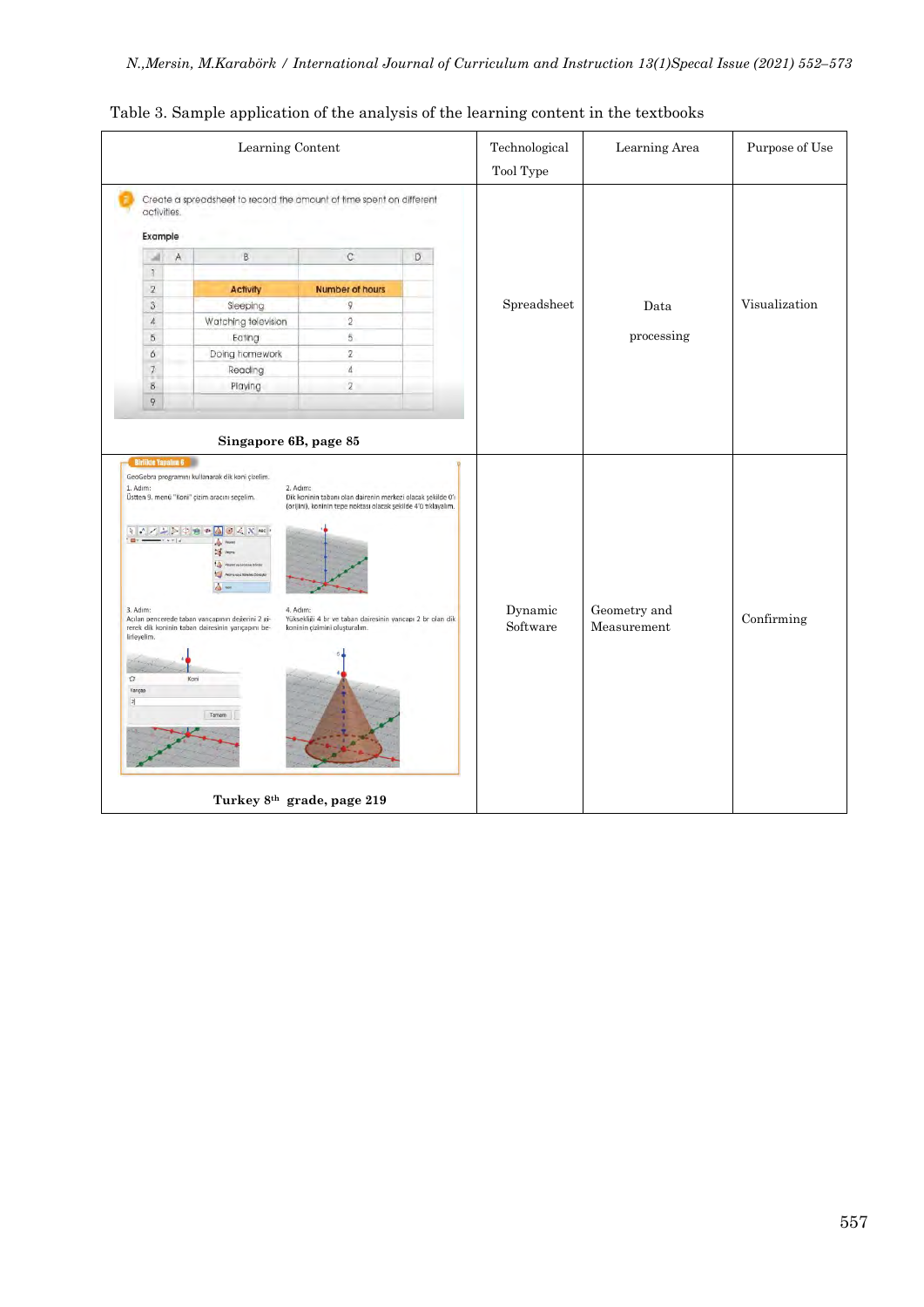Table 3. Sample application of the analysis of the learning content in the textbooks

| Learning Content | Technological Tool Type | Learning Area | Purpose of Use |
|---|---|---|---|
| Create a spreadsheet to record the amount of time spent on different activities. Example: Activity / Number of hours: Sleeping 9; Watching television 2; Eating 5; Doing homework 2; Reading 4; Playing 2. **Singapore 6B, page 85** | Spreadsheet | Data processing | Visualization |
| Birlikte Yapalım 6. GeoGebra programını kullanarak dik koni çizelim. 1. Adım: Üstten 9. menü "Koni" çizim aracını seçelim. 2. Adım: Dik koninin tabanı olan dairenin merkezi olacak şekilde O'ı (orijini), koninin tepe noktası olacak şekilde 4'ü tıklayalım. 3. Adım: Açılan pencerede taban yarıçapının değerini 2 girerek dik koninin taban dairesinin yarıçapını belirleyelim. 4. Adım: Yüksekliği 4 br ve taban dairesinin yarıçapı 2 br olan dik koninin çizimini oluşturalım. **Turkey 8th grade, page 219** | Dynamic Software | Geometry and Measurement | Confirming |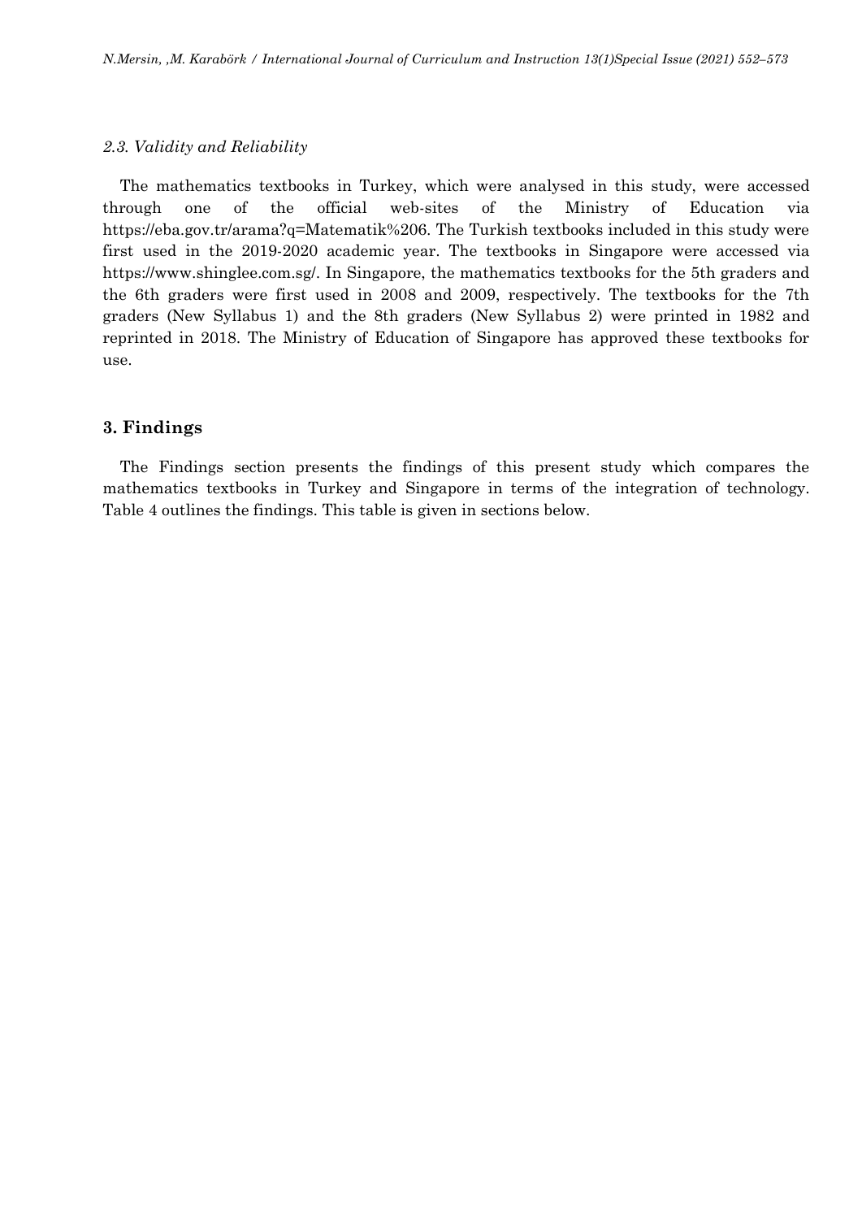### *2.3. Validity and Reliability*

The mathematics textbooks in Turkey, which were analysed in this study, were accessed through one of the official web-sites of the Ministry of Education via https://eba.gov.tr/arama?q=Matematik%206. The Turkish textbooks included in this study were first used in the 2019-2020 academic year. The textbooks in Singapore were accessed via https://www.shinglee.com.sg/. In Singapore, the mathematics textbooks for the 5th graders and the 6th graders were first used in 2008 and 2009, respectively. The textbooks for the 7th graders (New Syllabus 1) and the 8th graders (New Syllabus 2) were printed in 1982 and reprinted in 2018. The Ministry of Education of Singapore has approved these textbooks for use.

## **3. Findings**

The Findings section presents the findings of this present study which compares the mathematics textbooks in Turkey and Singapore in terms of the integration of technology. Table 4 outlines the findings. This table is given in sections below.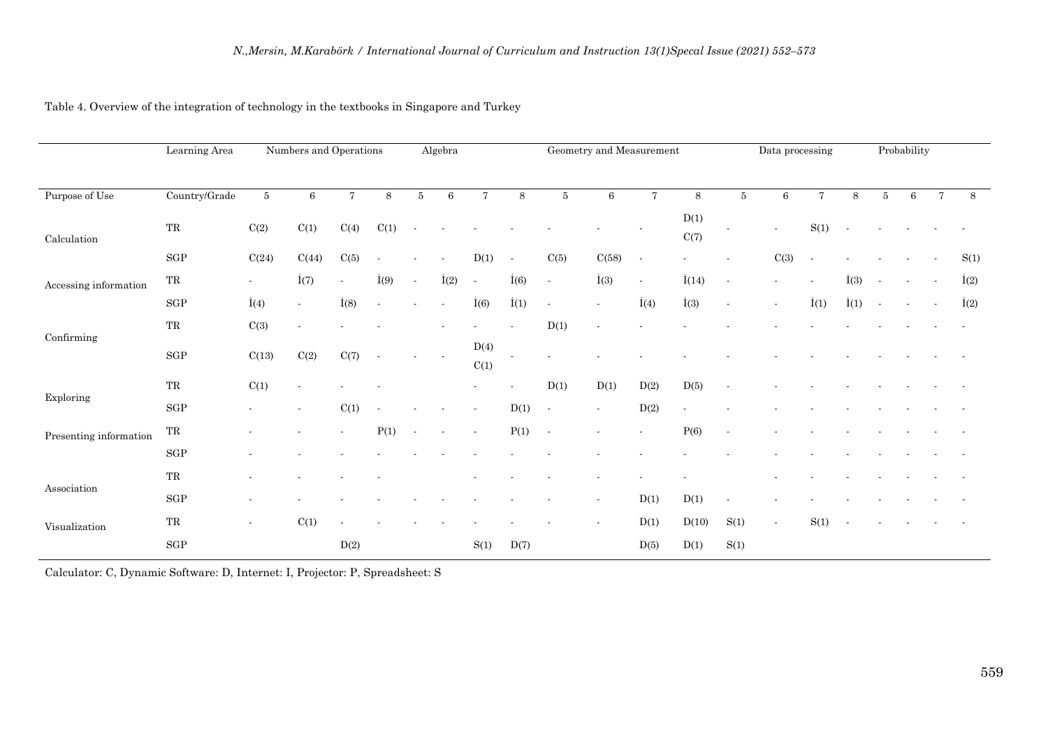Table 4. Overview of the integration of technology in the textbooks in Singapore and Turkey

| | Learning Area | Numbers and Operations | | | | Algebra | | | | Geometry and Measurement | | | | Data processing | | | | Probability | | | |
|---|---|---|---|---|---|---|---|---|---|---|---|---|---|---|---|---|---|---|---|---|---|
| Purpose of Use | Country/Grade | 5 | 6 | 7 | 8 | 5 | 6 | 7 | 8 | 5 | 6 | 7 | 8 | 5 | 6 | 7 | 8 | 5 | 6 | 7 | 8 |
| Calculation | TR | C(2) | C(1) | C(4) | C(1) | - | - | - | - | - | - | - | D(1) C(7) | - | - | S(1) | - | - | - | - | - |
| | SGP | C(24) | C(44) | C(5) | - | - | - | D(1) | - | C(5) | C(58) | - | - | - | C(3) | - | - | - | - | - | S(1) |
| Accessing information | TR | - | İ(7) | - | İ(9) | - | İ(2) | - | İ(6) | - | İ(3) | - | İ(14) | - | - | - | İ(3) | - | - | - | İ(2) |
| | SGP | İ(4) | - | İ(8) | - | - | - | İ(6) | İ(1) | - | - | İ(4) | İ(3) | - | - | İ(1) | İ(1) | - | - | - | İ(2) |
| Confirming | TR | C(3) | - | - | - | | - | - | - | D(1) | - | - | - | - | - | - | - | - | - | - | - |
| | SGP | C(13) | C(2) | C(7) | - | - | - | D(4) C(1) | - | - | - | - | - | - | - | - | - | - | - | - | - |
| Exploring | TR | C(1) | - | - | - | | | - | - | D(1) | D(1) | D(2) | D(5) | - | - | - | - | - | - | - | - |
| | SGP | - | - | C(1) | - | - | - | - | D(1) | - | - | D(2) | - | - | - | - | - | - | - | - | - |
| Presenting information | TR | - | - | - | P(1) | - | - | - | P(1) | - | - | - | P(6) | - | - | - | - | - | - | - | - |
| | SGP | - | - | - | - | - | - | - | - | - | - | - | - | - | - | - | - | - | - | - | - |
| Association | TR | - | - | - | - | | | - | - | - | - | - | - | | - | - | - | - | - | - | - |
| | SGP | - | - | - | - | - | - | - | - | - | - | D(1) | D(1) | - | - | - | - | - | - | - | - |
| Visualization | TR | - | C(1) | - | - | - | - | - | - | - | - | D(1) | D(10) | S(1) | - | S(1) | - | - | - | - | - |
| | SGP | | | D(2) | | | | S(1) | D(7) | | | D(5) | D(1) | S(1) | | | | | | | |

Calculator: C, Dynamic Software: D, Internet: I, Projector: P, Spreadsheet: S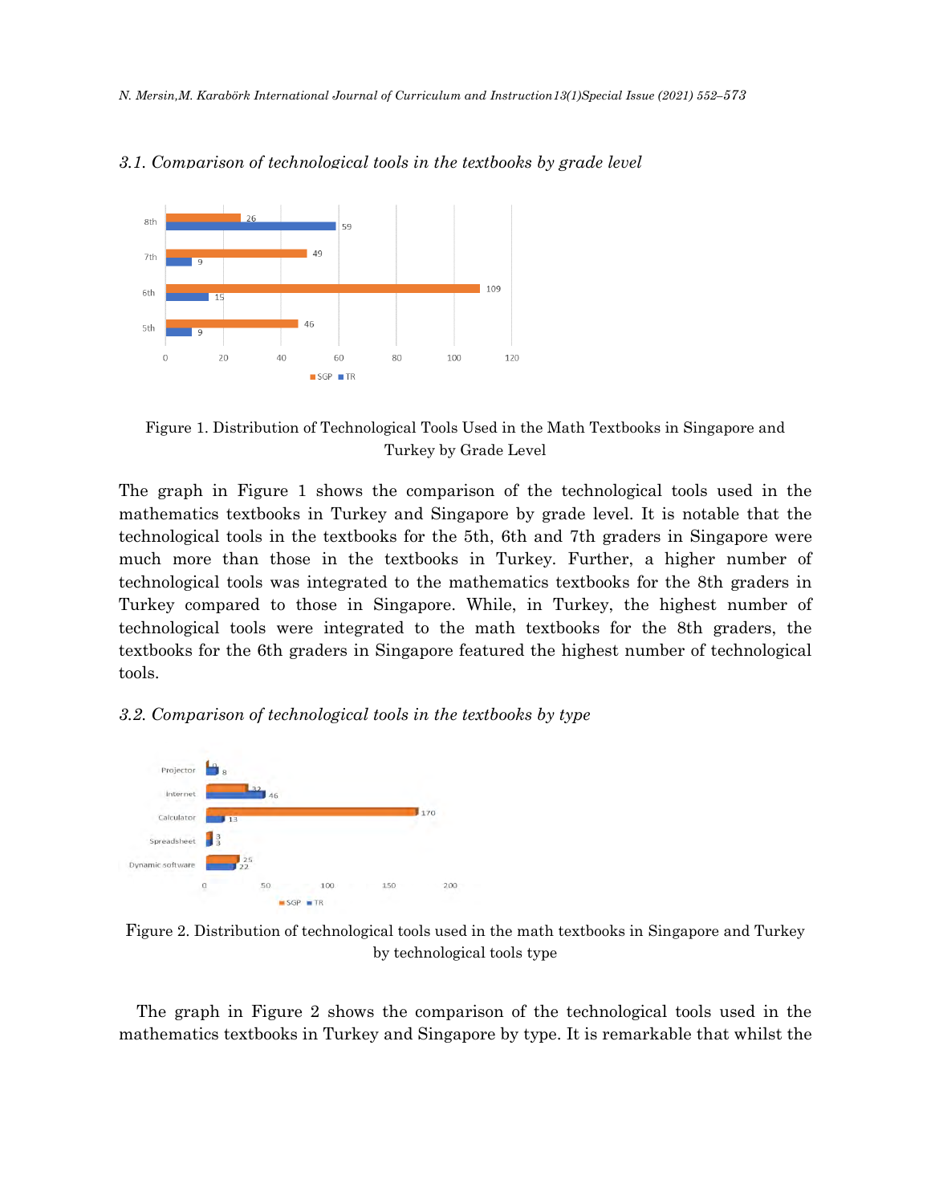### 3.1. Comparison of technological tools in the textbooks by grade level

Figure 1. Distribution of Technological Tools Used in the Math Textbooks in Singapore and Turkey by Grade Level

The graph in Figure 1 shows the comparison of the technological tools used in the mathematics textbooks in Turkey and Singapore by grade level. It is notable that the technological tools in the textbooks for the 5th, 6th and 7th graders in Singapore were much more than those in the textbooks in Turkey. Further, a higher number of technological tools was integrated to the mathematics textbooks for the 8th graders in Turkey compared to those in Singapore. While, in Turkey, the highest number of technological tools were integrated to the math textbooks for the 8th graders, the textbooks for the 6th graders in Singapore featured the highest number of technological tools.

### 3.2. Comparison of technological tools in the textbooks by type

Figure 2. Distribution of technological tools used in the math textbooks in Singapore and Turkey by technological tools type

The graph in Figure 2 shows the comparison of the technological tools used in the mathematics textbooks in Turkey and Singapore by type. It is remarkable that whilst the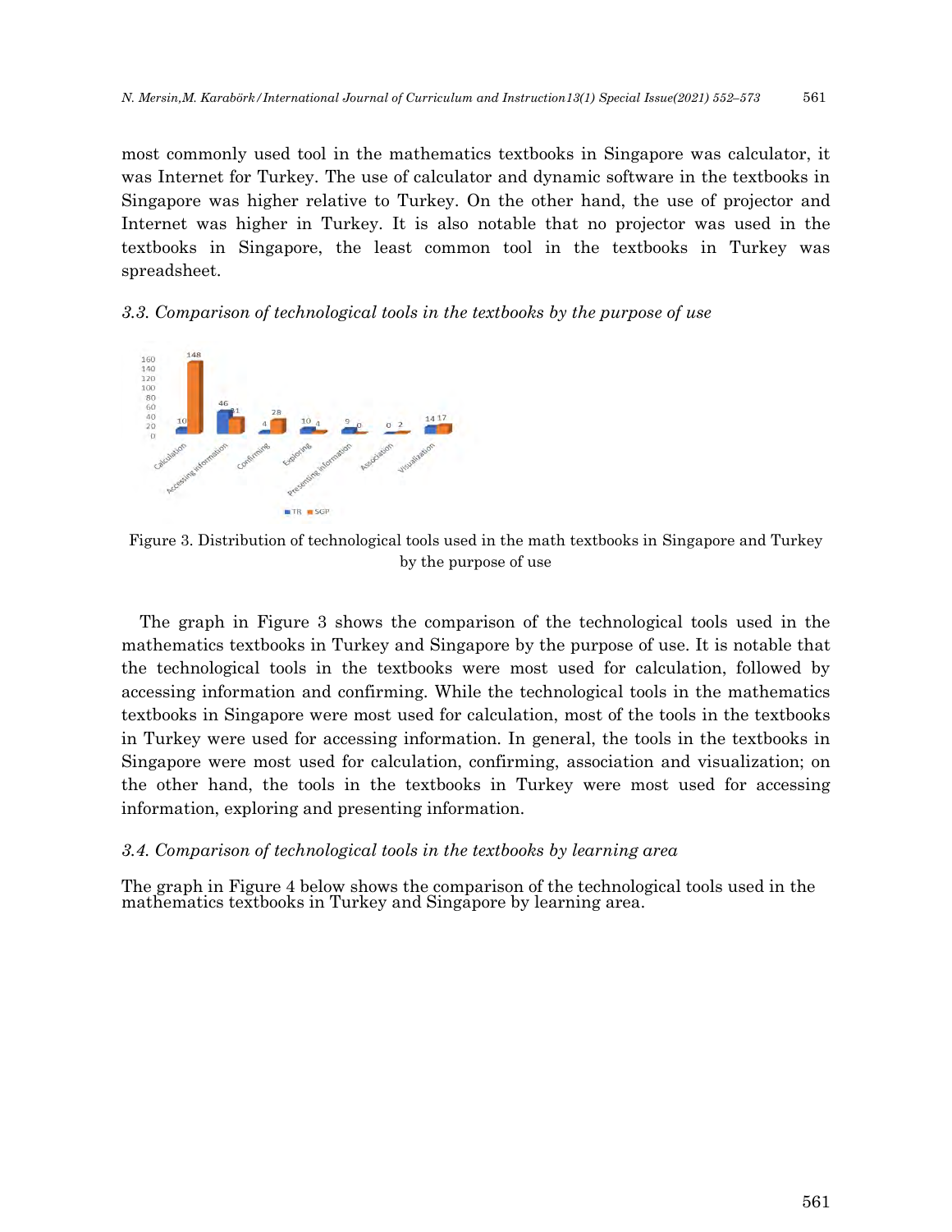most commonly used tool in the mathematics textbooks in Singapore was calculator, it was Internet for Turkey. The use of calculator and dynamic software in the textbooks in Singapore was higher relative to Turkey. On the other hand, the use of projector and Internet was higher in Turkey. It is also notable that no projector was used in the textbooks in Singapore, the least common tool in the textbooks in Turkey was spreadsheet.

### *3.3. Comparison of technological tools in the textbooks by the purpose of use*

Figure 3. Distribution of technological tools used in the math textbooks in Singapore and Turkey by the purpose of use

The graph in Figure 3 shows the comparison of the technological tools used in the mathematics textbooks in Turkey and Singapore by the purpose of use. It is notable that the technological tools in the textbooks were most used for calculation, followed by accessing information and confirming. While the technological tools in the mathematics textbooks in Singapore were most used for calculation, most of the tools in the textbooks in Turkey were used for accessing information. In general, the tools in the textbooks in Singapore were most used for calculation, confirming, association and visualization; on the other hand, the tools in the textbooks in Turkey were most used for accessing information, exploring and presenting information.

### *3.4. Comparison of technological tools in the textbooks by learning area*

The graph in Figure 4 below shows the comparison of the technological tools used in the mathematics textbooks in Turkey and Singapore by learning area.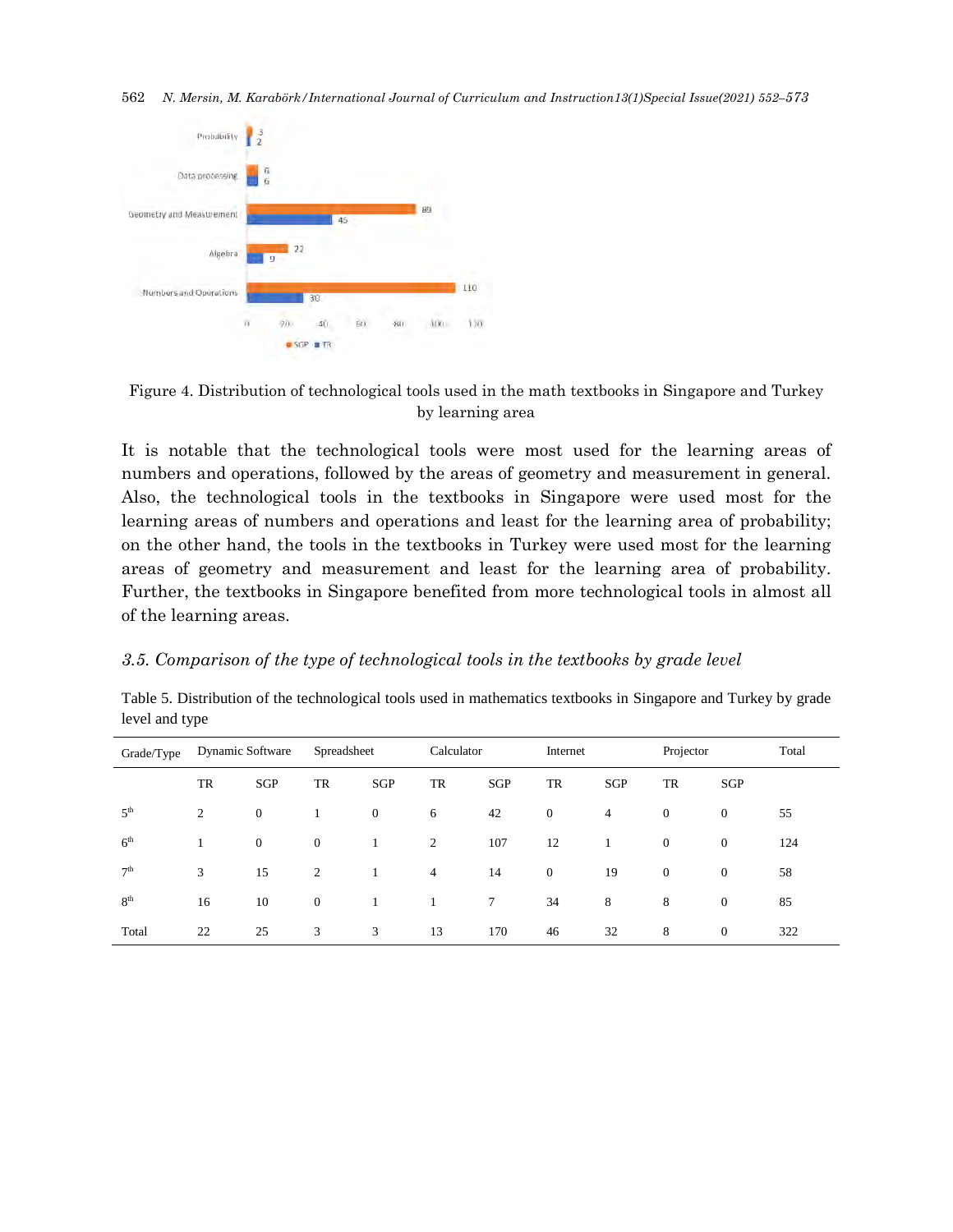Figure 4. Distribution of technological tools used in the math textbooks in Singapore and Turkey by learning area

It is notable that the technological tools were most used for the learning areas of numbers and operations, followed by the areas of geometry and measurement in general. Also, the technological tools in the textbooks in Singapore were used most for the learning areas of numbers and operations and least for the learning area of probability; on the other hand, the tools in the textbooks in Turkey were used most for the learning areas of geometry and measurement and least for the learning area of probability. Further, the textbooks in Singapore benefited from more technological tools in almost all of the learning areas.

### *3.5. Comparison of the type of technological tools in the textbooks by grade level*

Table 5. Distribution of the technological tools used in mathematics textbooks in Singapore and Turkey by grade level and type

| Grade/Type | Dynamic Software | | Spreadsheet | | Calculator | | Internet | | Projector | | Total |
|---|---|---|---|---|---|---|---|---|---|---|---|
| | TR | SGP | TR | SGP | TR | SGP | TR | SGP | TR | SGP | |
| 5th | 2 | 0 | 1 | 0 | 6 | 42 | 0 | 4 | 0 | 0 | 55 |
| 6th | 1 | 0 | 0 | 1 | 2 | 107 | 12 | 1 | 0 | 0 | 124 |
| 7th | 3 | 15 | 2 | 1 | 4 | 14 | 0 | 19 | 0 | 0 | 58 |
| 8th | 16 | 10 | 0 | 1 | 1 | 7 | 34 | 8 | 8 | 0 | 85 |
| Total | 22 | 25 | 3 | 3 | 13 | 170 | 46 | 32 | 8 | 0 | 322 |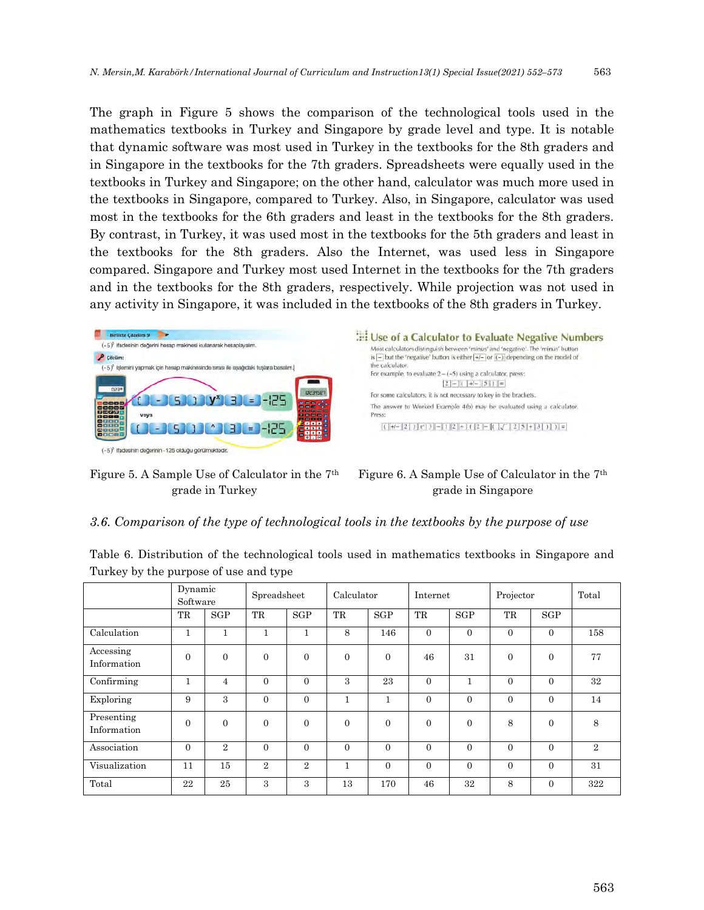The graph in Figure 5 shows the comparison of the technological tools used in the mathematics textbooks in Turkey and Singapore by grade level and type. It is notable that dynamic software was most used in Turkey in the textbooks for the 8th graders and in Singapore in the textbooks for the 7th graders. Spreadsheets were equally used in the textbooks in Turkey and Singapore; on the other hand, calculator was much more used in the textbooks in Singapore, compared to Turkey. Also, in Singapore, calculator was used most in the textbooks for the 6th graders and least in the textbooks for the 8th graders. By contrast, in Turkey, it was used most in the textbooks for the 5th graders and least in the textbooks for the 8th graders. Also the Internet, was used less in Singapore compared. Singapore and Turkey most used Internet in the textbooks for the 7th graders and in the textbooks for the 8th graders, respectively. While projection was not used in any activity in Singapore, it was included in the textbooks of the 8th graders in Turkey.

Figure 5. A Sample Use of Calculator in the 7th grade in Turkey

Figure 6. A Sample Use of Calculator in the 7th grade in Singapore

### *3.6. Comparison of the type of technological tools in the textbooks by the purpose of use*

Table 6. Distribution of the technological tools used in mathematics textbooks in Singapore and Turkey by the purpose of use and type

| | Dynamic Software | | Spreadsheet | | Calculator | | Internet | | Projector | | Total |
|---|---|---|---|---|---|---|---|---|---|---|---|
| | TR | SGP | TR | SGP | TR | SGP | TR | SGP | TR | SGP | |
| Calculation | 1 | 1 | 1 | 1 | 8 | 146 | 0 | 0 | 0 | 0 | 158 |
| Accessing Information | 0 | 0 | 0 | 0 | 0 | 0 | 46 | 31 | 0 | 0 | 77 |
| Confirming | 1 | 4 | 0 | 0 | 3 | 23 | 0 | 1 | 0 | 0 | 32 |
| Exploring | 9 | 3 | 0 | 0 | 1 | 1 | 0 | 0 | 0 | 0 | 14 |
| Presenting Information | 0 | 0 | 0 | 0 | 0 | 0 | 0 | 0 | 8 | 0 | 8 |
| Association | 0 | 2 | 0 | 0 | 0 | 0 | 0 | 0 | 0 | 0 | 2 |
| Visualization | 11 | 15 | 2 | 2 | 1 | 0 | 0 | 0 | 0 | 0 | 31 |
| Total | 22 | 25 | 3 | 3 | 13 | 170 | 46 | 32 | 8 | 0 | 322 |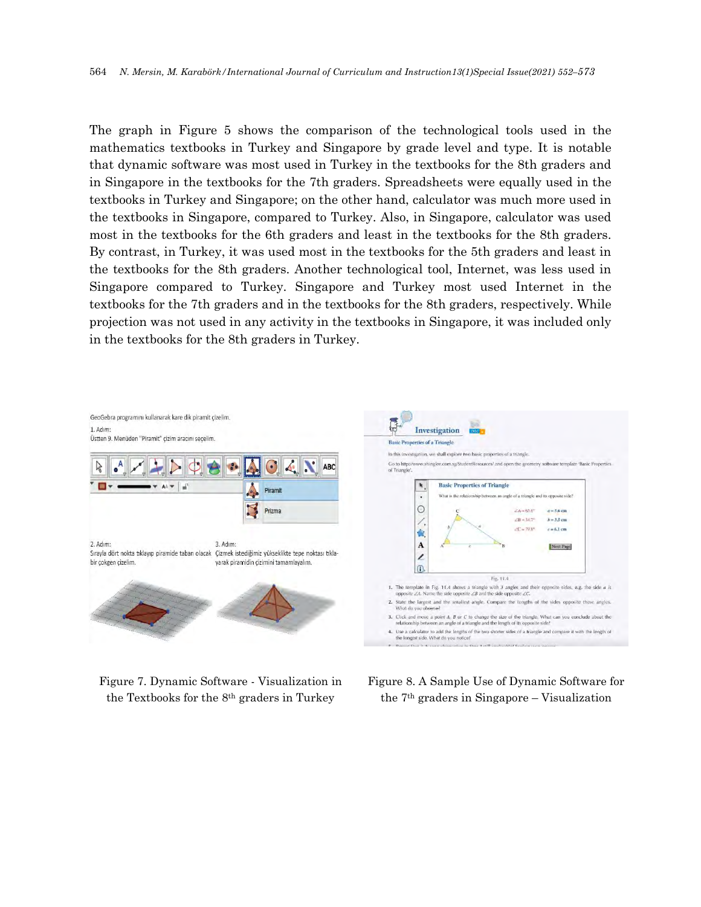The graph in Figure 5 shows the comparison of the technological tools used in the mathematics textbooks in Turkey and Singapore by grade level and type. It is notable that dynamic software was most used in Turkey in the textbooks for the 8th graders and in Singapore in the textbooks for the 7th graders. Spreadsheets were equally used in the textbooks in Turkey and Singapore; on the other hand, calculator was much more used in the textbooks in Singapore, compared to Turkey. Also, in Singapore, calculator was used most in the textbooks for the 6th graders and least in the textbooks for the 8th graders. By contrast, in Turkey, it was used most in the textbooks for the 5th graders and least in the textbooks for the 8th graders. Another technological tool, Internet, was less used in Singapore compared to Turkey. Singapore and Turkey most used Internet in the textbooks for the 7th graders and in the textbooks for the 8th graders, respectively. While projection was not used in any activity in the textbooks in Singapore, it was included only in the textbooks for the 8th graders in Turkey.

Figure 7. Dynamic Software - Visualization in the Textbooks for the 8th graders in Turkey

Figure 8. A Sample Use of Dynamic Software for the 7th graders in Singapore – Visualization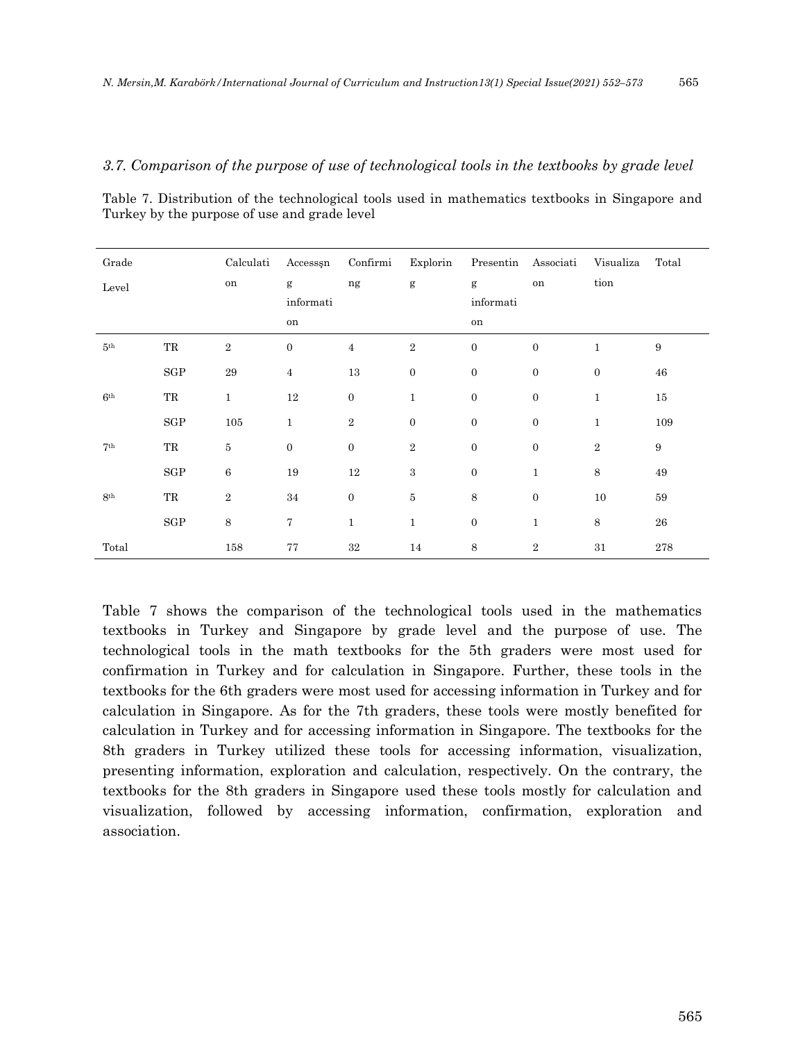### 3.7. Comparison of the purpose of use of technological tools in the textbooks by grade level

Table 7. Distribution of the technological tools used in mathematics textbooks in Singapore and Turkey by the purpose of use and grade level

| Grade Level | | Calculation | Accessşng information | Confirming | Exploring | Presenting information | Association | Visualization | Total |
|---|---|---|---|---|---|---|---|---|---|
| 5th | TR | 2 | 0 | 4 | 2 | 0 | 0 | 1 | 9 |
| | SGP | 29 | 4 | 13 | 0 | 0 | 0 | 0 | 46 |
| 6th | TR | 1 | 12 | 0 | 1 | 0 | 0 | 1 | 15 |
| | SGP | 105 | 1 | 2 | 0 | 0 | 0 | 1 | 109 |
| 7th | TR | 5 | 0 | 0 | 2 | 0 | 0 | 2 | 9 |
| | SGP | 6 | 19 | 12 | 3 | 0 | 1 | 8 | 49 |
| 8th | TR | 2 | 34 | 0 | 5 | 8 | 0 | 10 | 59 |
| | SGP | 8 | 7 | 1 | 1 | 0 | 1 | 8 | 26 |
| Total | | 158 | 77 | 32 | 14 | 8 | 2 | 31 | 278 |

Table 7 shows the comparison of the technological tools used in the mathematics textbooks in Turkey and Singapore by grade level and the purpose of use. The technological tools in the math textbooks for the 5th graders were most used for confirmation in Turkey and for calculation in Singapore. Further, these tools in the textbooks for the 6th graders were most used for accessing information in Turkey and for calculation in Singapore. As for the 7th graders, these tools were mostly benefited for calculation in Turkey and for accessing information in Singapore. The textbooks for the 8th graders in Turkey utilized these tools for accessing information, visualization, presenting information, exploration and calculation, respectively. On the contrary, the textbooks for the 8th graders in Singapore used these tools mostly for calculation and visualization, followed by accessing information, confirmation, exploration and association.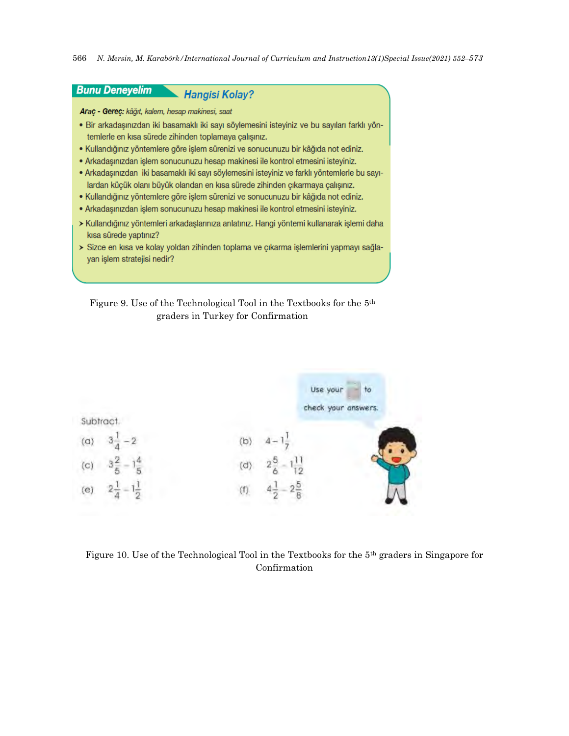**Bunu Deneyelim** — **Hangisi Kolay?**

***Araç - Gereç:*** *kâğıt, kalem, hesap makinesi, saat*

- Bir arkadaşınızdan iki basamaklı iki sayı söylemesini isteyiniz ve bu sayıları farklı yöntemlerle en kısa sürede zihinden toplamaya çalışınız.
- Kullandığınız yöntemlere göre işlem sürenizi ve sonucunuzu bir kâğıda not ediniz.
- Arkadaşınızdan işlem sonucunuzu hesap makinesi ile kontrol etmesini isteyiniz.
- Arkadaşınızdan iki basamaklı iki sayı söylemesini isteyiniz ve farklı yöntemlerle bu sayılardan küçük olanı büyük olandan en kısa sürede zihinden çıkarmaya çalışınız.
- Kullandığınız yöntemlere göre işlem sürenizi ve sonucunuzu bir kâğıda not ediniz.
- Arkadaşınızdan işlem sonucunuzu hesap makinesi ile kontrol etmesini isteyiniz.

> Kullandığınız yöntemleri arkadaşlarınıza anlatınız. Hangi yöntemi kullanarak işlemi daha kısa sürede yaptınız?
> Sizce en kısa ve kolay yoldan zihinden toplama ve çıkarma işlemlerini yapmayı sağlayan işlem stratejisi nedir?

Figure 9. Use of the Technological Tool in the Textbooks for the 5th graders in Turkey for Confirmation

Use your [calculator] to check your answers.

Subtract.

(a) $3\frac{1}{4} - 2$ (b) $4 - 1\frac{1}{7}$

(c) $3\frac{2}{5} - 1\frac{4}{5}$ (d) $2\frac{5}{6} - 1\frac{11}{12}$

(e) $2\frac{1}{4} - 1\frac{1}{2}$ (f) $4\frac{1}{2} - 2\frac{5}{8}$

Figure 10. Use of the Technological Tool in the Textbooks for the 5th graders in Singapore for Confirmation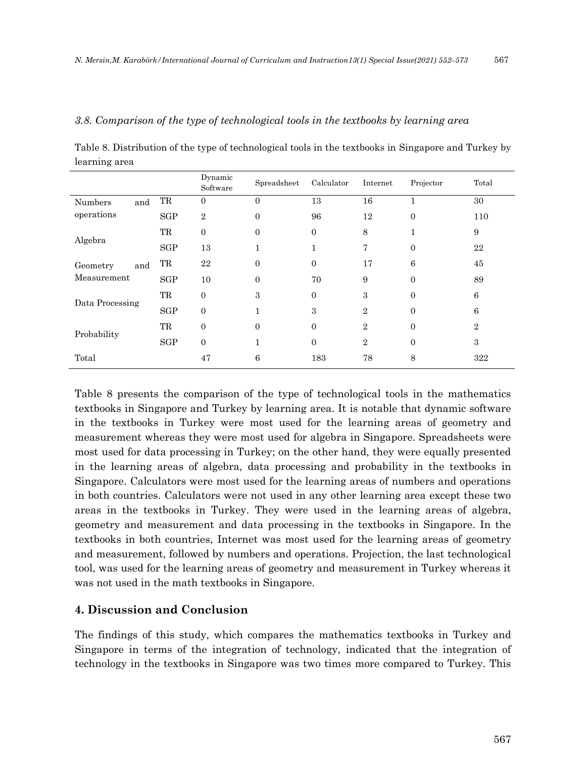### *3.8. Comparison of the type of technological tools in the textbooks by learning area*

Table 8. Distribution of the type of technological tools in the textbooks in Singapore and Turkey by learning area

| | | Dynamic Software | Spreadsheet | Calculator | Internet | Projector | Total |
|---|---|---|---|---|---|---|---|
| Numbers and operations | TR | 0 | 0 | 13 | 16 | 1 | 30 |
| | SGP | 2 | 0 | 96 | 12 | 0 | 110 |
| Algebra | TR | 0 | 0 | 0 | 8 | 1 | 9 |
| | SGP | 13 | 1 | 1 | 7 | 0 | 22 |
| Geometry and Measurement | TR | 22 | 0 | 0 | 17 | 6 | 45 |
| | SGP | 10 | 0 | 70 | 9 | 0 | 89 |
| Data Processing | TR | 0 | 3 | 0 | 3 | 0 | 6 |
| | SGP | 0 | 1 | 3 | 2 | 0 | 6 |
| Probability | TR | 0 | 0 | 0 | 2 | 0 | 2 |
| | SGP | 0 | 1 | 0 | 2 | 0 | 3 |
| Total | | 47 | 6 | 183 | 78 | 8 | 322 |

Table 8 presents the comparison of the type of technological tools in the mathematics textbooks in Singapore and Turkey by learning area. It is notable that dynamic software in the textbooks in Turkey were most used for the learning areas of geometry and measurement whereas they were most used for algebra in Singapore. Spreadsheets were most used for data processing in Turkey; on the other hand, they were equally presented in the learning areas of algebra, data processing and probability in the textbooks in Singapore. Calculators were most used for the learning areas of numbers and operations in both countries. Calculators were not used in any other learning area except these two areas in the textbooks in Turkey. They were used in the learning areas of algebra, geometry and measurement and data processing in the textbooks in Singapore. In the textbooks in both countries, Internet was most used for the learning areas of geometry and measurement, followed by numbers and operations. Projection, the last technological tool, was used for the learning areas of geometry and measurement in Turkey whereas it was not used in the math textbooks in Singapore.

## 4. Discussion and Conclusion

The findings of this study, which compares the mathematics textbooks in Turkey and Singapore in terms of the integration of technology, indicated that the integration of technology in the textbooks in Singapore was two times more compared to Turkey. This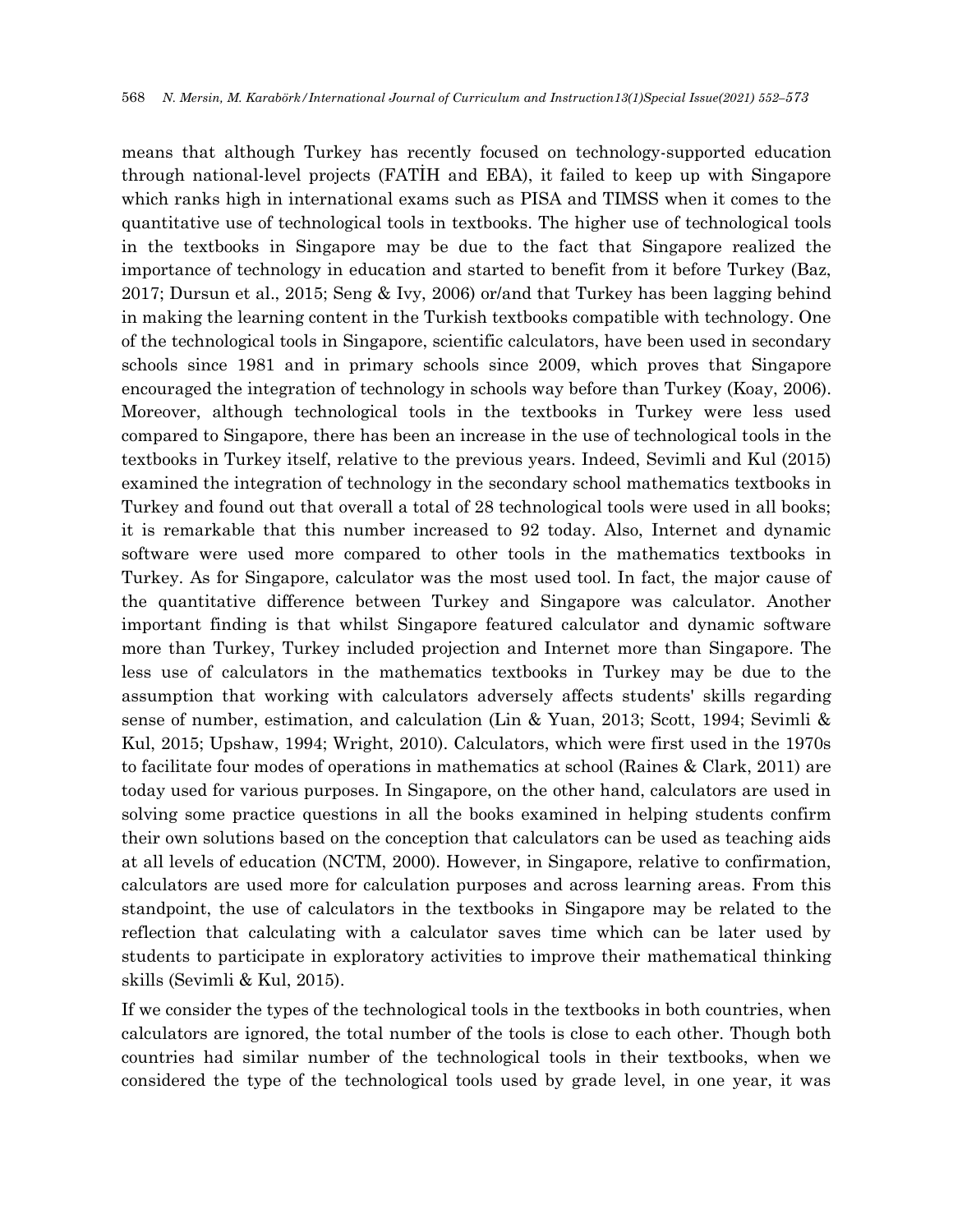means that although Turkey has recently focused on technology-supported education through national-level projects (FATİH and EBA), it failed to keep up with Singapore which ranks high in international exams such as PISA and TIMSS when it comes to the quantitative use of technological tools in textbooks. The higher use of technological tools in the textbooks in Singapore may be due to the fact that Singapore realized the importance of technology in education and started to benefit from it before Turkey (Baz, 2017; Dursun et al., 2015; Seng & Ivy, 2006) or/and that Turkey has been lagging behind in making the learning content in the Turkish textbooks compatible with technology. One of the technological tools in Singapore, scientific calculators, have been used in secondary schools since 1981 and in primary schools since 2009, which proves that Singapore encouraged the integration of technology in schools way before than Turkey (Koay, 2006). Moreover, although technological tools in the textbooks in Turkey were less used compared to Singapore, there has been an increase in the use of technological tools in the textbooks in Turkey itself, relative to the previous years. Indeed, Sevimli and Kul (2015) examined the integration of technology in the secondary school mathematics textbooks in Turkey and found out that overall a total of 28 technological tools were used in all books; it is remarkable that this number increased to 92 today. Also, Internet and dynamic software were used more compared to other tools in the mathematics textbooks in Turkey. As for Singapore, calculator was the most used tool. In fact, the major cause of the quantitative difference between Turkey and Singapore was calculator. Another important finding is that whilst Singapore featured calculator and dynamic software more than Turkey, Turkey included projection and Internet more than Singapore. The less use of calculators in the mathematics textbooks in Turkey may be due to the assumption that working with calculators adversely affects students' skills regarding sense of number, estimation, and calculation (Lin & Yuan, 2013; Scott, 1994; Sevimli & Kul, 2015; Upshaw, 1994; Wright, 2010). Calculators, which were first used in the 1970s to facilitate four modes of operations in mathematics at school (Raines & Clark, 2011) are today used for various purposes. In Singapore, on the other hand, calculators are used in solving some practice questions in all the books examined in helping students confirm their own solutions based on the conception that calculators can be used as teaching aids at all levels of education (NCTM, 2000). However, in Singapore, relative to confirmation, calculators are used more for calculation purposes and across learning areas. From this standpoint, the use of calculators in the textbooks in Singapore may be related to the reflection that calculating with a calculator saves time which can be later used by students to participate in exploratory activities to improve their mathematical thinking skills (Sevimli & Kul, 2015).

If we consider the types of the technological tools in the textbooks in both countries, when calculators are ignored, the total number of the tools is close to each other. Though both countries had similar number of the technological tools in their textbooks, when we considered the type of the technological tools used by grade level, in one year, it was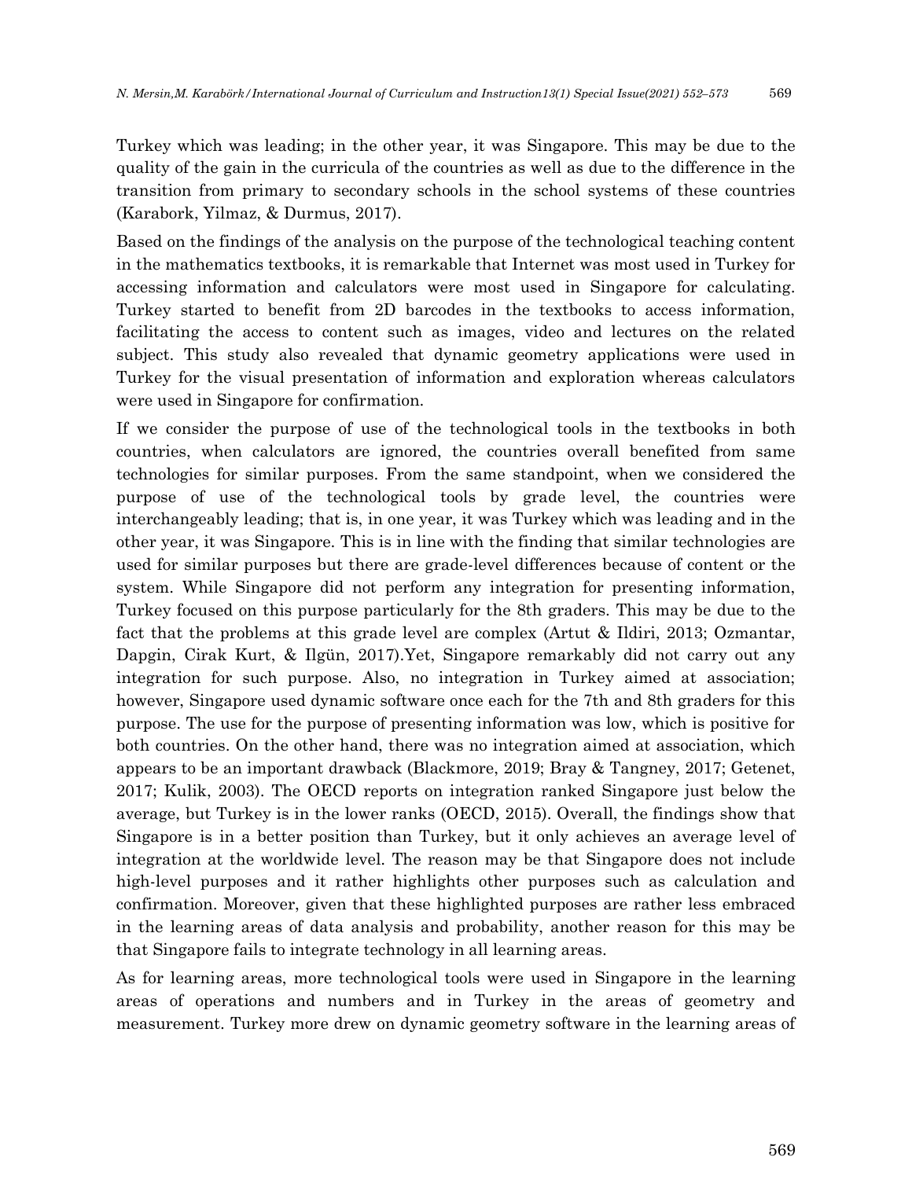Turkey which was leading; in the other year, it was Singapore. This may be due to the quality of the gain in the curricula of the countries as well as due to the difference in the transition from primary to secondary schools in the school systems of these countries (Karabork, Yilmaz, & Durmus, 2017).

Based on the findings of the analysis on the purpose of the technological teaching content in the mathematics textbooks, it is remarkable that Internet was most used in Turkey for accessing information and calculators were most used in Singapore for calculating. Turkey started to benefit from 2D barcodes in the textbooks to access information, facilitating the access to content such as images, video and lectures on the related subject. This study also revealed that dynamic geometry applications were used in Turkey for the visual presentation of information and exploration whereas calculators were used in Singapore for confirmation.

If we consider the purpose of use of the technological tools in the textbooks in both countries, when calculators are ignored, the countries overall benefited from same technologies for similar purposes. From the same standpoint, when we considered the purpose of use of the technological tools by grade level, the countries were interchangeably leading; that is, in one year, it was Turkey which was leading and in the other year, it was Singapore. This is in line with the finding that similar technologies are used for similar purposes but there are grade-level differences because of content or the system. While Singapore did not perform any integration for presenting information, Turkey focused on this purpose particularly for the 8th graders. This may be due to the fact that the problems at this grade level are complex (Artut & Ildiri, 2013; Ozmantar, Dapgin, Cirak Kurt, & Ilgün, 2017).Yet, Singapore remarkably did not carry out any integration for such purpose. Also, no integration in Turkey aimed at association; however, Singapore used dynamic software once each for the 7th and 8th graders for this purpose. The use for the purpose of presenting information was low, which is positive for both countries. On the other hand, there was no integration aimed at association, which appears to be an important drawback (Blackmore, 2019; Bray & Tangney, 2017; Getenet, 2017; Kulik, 2003). The OECD reports on integration ranked Singapore just below the average, but Turkey is in the lower ranks (OECD, 2015). Overall, the findings show that Singapore is in a better position than Turkey, but it only achieves an average level of integration at the worldwide level. The reason may be that Singapore does not include high-level purposes and it rather highlights other purposes such as calculation and confirmation. Moreover, given that these highlighted purposes are rather less embraced in the learning areas of data analysis and probability, another reason for this may be that Singapore fails to integrate technology in all learning areas.

As for learning areas, more technological tools were used in Singapore in the learning areas of operations and numbers and in Turkey in the areas of geometry and measurement. Turkey more drew on dynamic geometry software in the learning areas of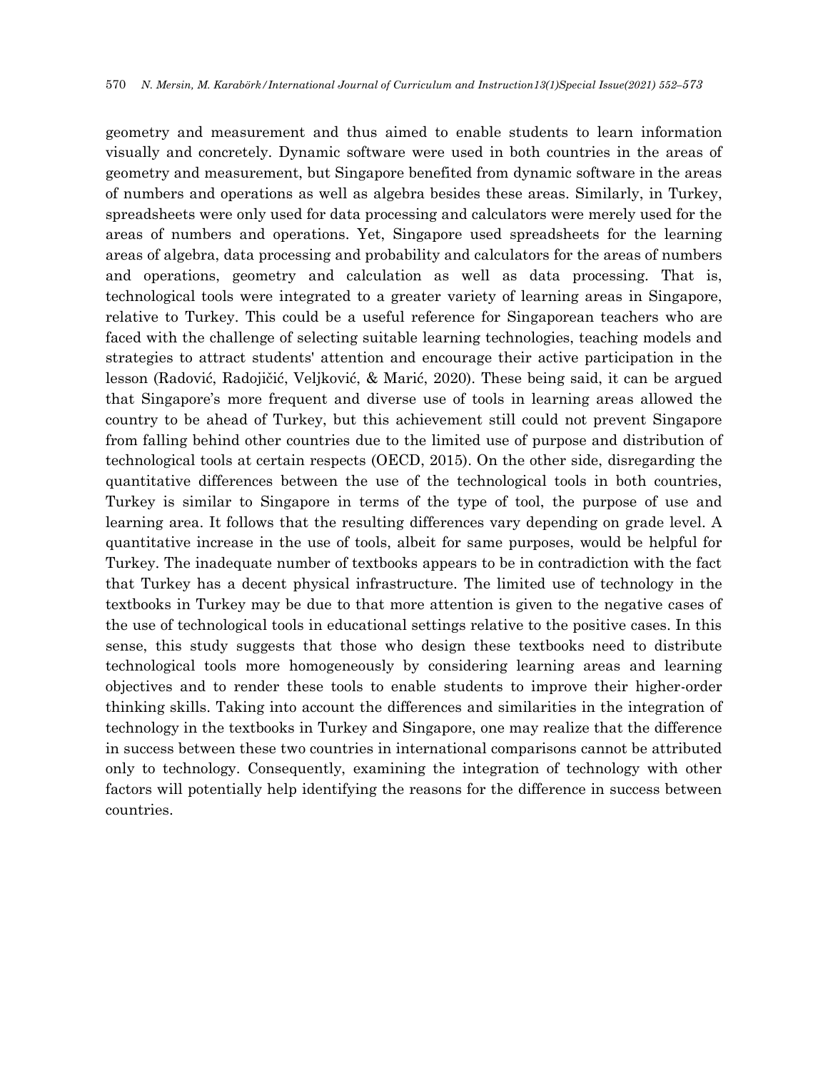geometry and measurement and thus aimed to enable students to learn information visually and concretely. Dynamic software were used in both countries in the areas of geometry and measurement, but Singapore benefited from dynamic software in the areas of numbers and operations as well as algebra besides these areas. Similarly, in Turkey, spreadsheets were only used for data processing and calculators were merely used for the areas of numbers and operations. Yet, Singapore used spreadsheets for the learning areas of algebra, data processing and probability and calculators for the areas of numbers and operations, geometry and calculation as well as data processing. That is, technological tools were integrated to a greater variety of learning areas in Singapore, relative to Turkey. This could be a useful reference for Singaporean teachers who are faced with the challenge of selecting suitable learning technologies, teaching models and strategies to attract students' attention and encourage their active participation in the lesson (Radović, Radojičić, Veljković, & Marić, 2020). These being said, it can be argued that Singapore's more frequent and diverse use of tools in learning areas allowed the country to be ahead of Turkey, but this achievement still could not prevent Singapore from falling behind other countries due to the limited use of purpose and distribution of technological tools at certain respects (OECD, 2015). On the other side, disregarding the quantitative differences between the use of the technological tools in both countries, Turkey is similar to Singapore in terms of the type of tool, the purpose of use and learning area. It follows that the resulting differences vary depending on grade level. A quantitative increase in the use of tools, albeit for same purposes, would be helpful for Turkey. The inadequate number of textbooks appears to be in contradiction with the fact that Turkey has a decent physical infrastructure. The limited use of technology in the textbooks in Turkey may be due to that more attention is given to the negative cases of the use of technological tools in educational settings relative to the positive cases. In this sense, this study suggests that those who design these textbooks need to distribute technological tools more homogeneously by considering learning areas and learning objectives and to render these tools to enable students to improve their higher-order thinking skills. Taking into account the differences and similarities in the integration of technology in the textbooks in Turkey and Singapore, one may realize that the difference in success between these two countries in international comparisons cannot be attributed only to technology. Consequently, examining the integration of technology with other factors will potentially help identifying the reasons for the difference in success between countries.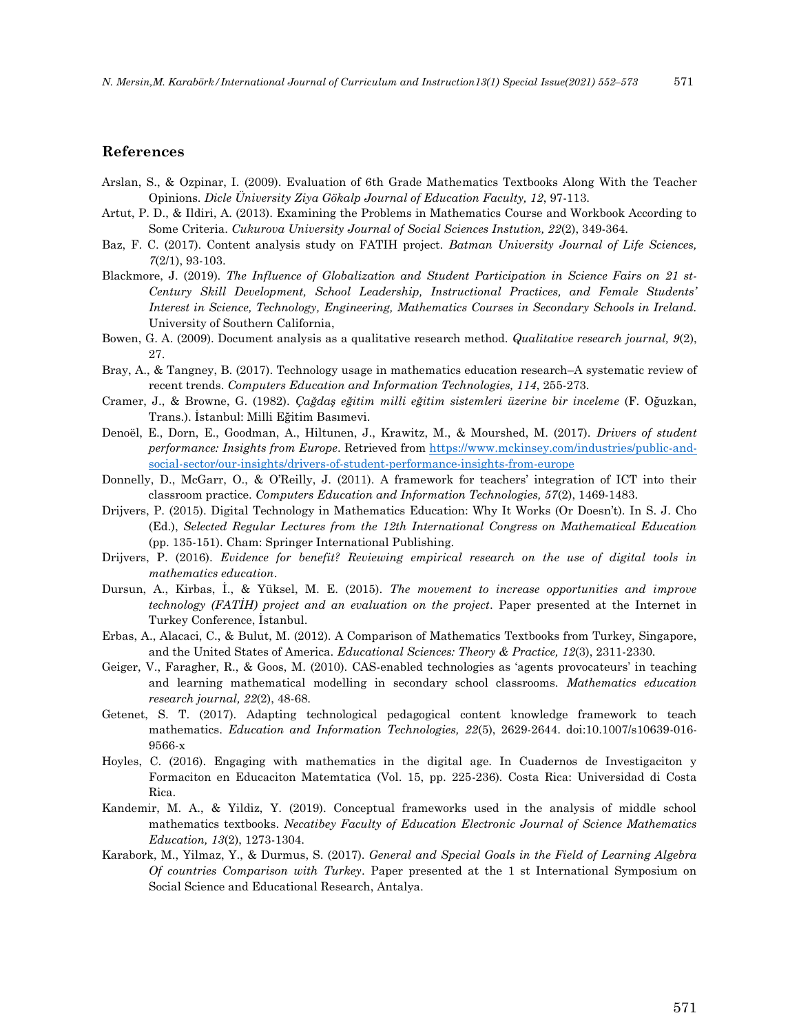## References

Arslan, S., & Ozpinar, I. (2009). Evaluation of 6th Grade Mathematics Textbooks Along With the Teacher Opinions. *Dicle Üniversity Ziya Gökalp Journal of Education Faculty, 12*, 97-113.

Artut, P. D., & Ildiri, A. (2013). Examining the Problems in Mathematics Course and Workbook According to Some Criteria. *Cukurova University Journal of Social Sciences Instution, 22*(2), 349-364.

Baz, F. C. (2017). Content analysis study on FATIH project. *Batman University Journal of Life Sciences, 7*(2/1), 93-103.

Blackmore, J. (2019). *The Influence of Globalization and Student Participation in Science Fairs on 21 st-Century Skill Development, School Leadership, Instructional Practices, and Female Students' Interest in Science, Technology, Engineering, Mathematics Courses in Secondary Schools in Ireland.* University of Southern California,

Bowen, G. A. (2009). Document analysis as a qualitative research method. *Qualitative research journal, 9*(2), 27.

Bray, A., & Tangney, B. (2017). Technology usage in mathematics education research–A systematic review of recent trends. *Computers Education and Information Technologies, 114*, 255-273.

Cramer, J., & Browne, G. (1982). *Çağdaş eğitim milli eğitim sistemleri üzerine bir inceleme* (F. Oğuzkan, Trans.). İstanbul: Milli Eğitim Basımevi.

Denoël, E., Dorn, E., Goodman, A., Hiltunen, J., Krawitz, M., & Mourshed, M. (2017). *Drivers of student performance: Insights from Europe*. Retrieved from https://www.mckinsey.com/industries/public-and-social-sector/our-insights/drivers-of-student-performance-insights-from-europe

Donnelly, D., McGarr, O., & O'Reilly, J. (2011). A framework for teachers' integration of ICT into their classroom practice. *Computers Education and Information Technologies, 57*(2), 1469-1483.

Drijvers, P. (2015). Digital Technology in Mathematics Education: Why It Works (Or Doesn't). In S. J. Cho (Ed.), *Selected Regular Lectures from the 12th International Congress on Mathematical Education* (pp. 135-151). Cham: Springer International Publishing.

Drijvers, P. (2016). *Evidence for benefit? Reviewing empirical research on the use of digital tools in mathematics education*.

Dursun, A., Kirbas, İ., & Yüksel, M. E. (2015). *The movement to increase opportunities and improve technology (FATİH) project and an evaluation on the project*. Paper presented at the Internet in Turkey Conference, İstanbul.

Erbas, A., Alacaci, C., & Bulut, M. (2012). A Comparison of Mathematics Textbooks from Turkey, Singapore, and the United States of America. *Educational Sciences: Theory & Practice, 12*(3), 2311-2330.

Geiger, V., Faragher, R., & Goos, M. (2010). CAS-enabled technologies as 'agents provocateurs' in teaching and learning mathematical modelling in secondary school classrooms. *Mathematics education research journal, 22*(2), 48-68.

Getenet, S. T. (2017). Adapting technological pedagogical content knowledge framework to teach mathematics. *Education and Information Technologies, 22*(5), 2629-2644. doi:10.1007/s10639-016-9566-x

Hoyles, C. (2016). Engaging with mathematics in the digital age. In Cuadernos de Investigaciton y Formaciton en Educaciton Matemtatica (Vol. 15, pp. 225-236). Costa Rica: Universidad di Costa Rica.

Kandemir, M. A., & Yildiz, Y. (2019). Conceptual frameworks used in the analysis of middle school mathematics textbooks. *Necatibey Faculty of Education Electronic Journal of Science Mathematics Education, 13*(2), 1273-1304.

Karabork, M., Yilmaz, Y., & Durmus, S. (2017). *General and Special Goals in the Field of Learning Algebra Of countries Comparison with Turkey*. Paper presented at the 1 st International Symposium on Social Science and Educational Research, Antalya.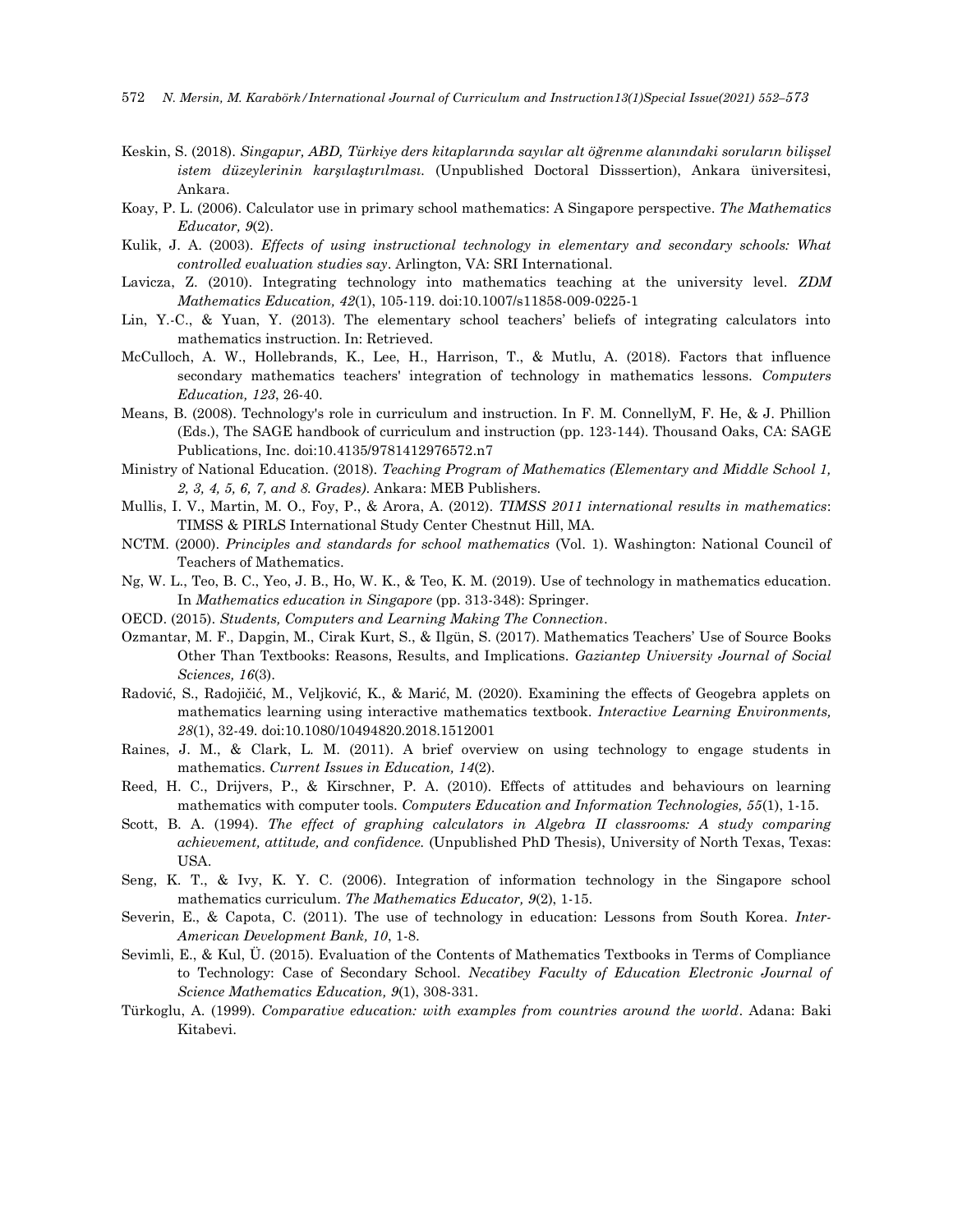Keskin, S. (2018). *Singapur, ABD, Türkiye ders kitaplarında sayılar alt öğrenme alanındaki soruların bilişsel istem düzeylerinin karşılaştırılması.* (Unpublished Doctoral Disssertion), Ankara üniversitesi, Ankara.

Koay, P. L. (2006). Calculator use in primary school mathematics: A Singapore perspective. *The Mathematics Educator, 9*(2).

Kulik, J. A. (2003). *Effects of using instructional technology in elementary and secondary schools: What controlled evaluation studies say*. Arlington, VA: SRI International.

Lavicza, Z. (2010). Integrating technology into mathematics teaching at the university level. *ZDM Mathematics Education, 42*(1), 105-119. doi:10.1007/s11858-009-0225-1

Lin, Y.-C., & Yuan, Y. (2013). The elementary school teachers' beliefs of integrating calculators into mathematics instruction. In: Retrieved.

McCulloch, A. W., Hollebrands, K., Lee, H., Harrison, T., & Mutlu, A. (2018). Factors that influence secondary mathematics teachers' integration of technology in mathematics lessons. *Computers Education, 123*, 26-40.

Means, B. (2008). Technology's role in curriculum and instruction. In F. M. ConnellyM, F. He, & J. Phillion (Eds.), The SAGE handbook of curriculum and instruction (pp. 123-144). Thousand Oaks, CA: SAGE Publications, Inc. doi:10.4135/9781412976572.n7

Ministry of National Education. (2018). *Teaching Program of Mathematics (Elementary and Middle School 1, 2, 3, 4, 5, 6, 7, and 8. Grades).* Ankara: MEB Publishers.

Mullis, I. V., Martin, M. O., Foy, P., & Arora, A. (2012). *TIMSS 2011 international results in mathematics*: TIMSS & PIRLS International Study Center Chestnut Hill, MA.

NCTM. (2000). *Principles and standards for school mathematics* (Vol. 1). Washington: National Council of Teachers of Mathematics.

Ng, W. L., Teo, B. C., Yeo, J. B., Ho, W. K., & Teo, K. M. (2019). Use of technology in mathematics education. In *Mathematics education in Singapore* (pp. 313-348): Springer.

OECD. (2015). *Students, Computers and Learning Making The Connection*.

Ozmantar, M. F., Dapgin, M., Cirak Kurt, S., & Ilgün, S. (2017). Mathematics Teachers' Use of Source Books Other Than Textbooks: Reasons, Results, and Implications. *Gaziantep University Journal of Social Sciences, 16*(3).

Radović, S., Radojičić, M., Veljković, K., & Marić, M. (2020). Examining the effects of Geogebra applets on mathematics learning using interactive mathematics textbook. *Interactive Learning Environments, 28*(1), 32-49. doi:10.1080/10494820.2018.1512001

Raines, J. M., & Clark, L. M. (2011). A brief overview on using technology to engage students in mathematics. *Current Issues in Education, 14*(2).

Reed, H. C., Drijvers, P., & Kirschner, P. A. (2010). Effects of attitudes and behaviours on learning mathematics with computer tools. *Computers Education and Information Technologies, 55*(1), 1-15.

Scott, B. A. (1994). *The effect of graphing calculators in Algebra II classrooms: A study comparing achievement, attitude, and confidence.* (Unpublished PhD Thesis), University of North Texas, Texas: USA.

Seng, K. T., & Ivy, K. Y. C. (2006). Integration of information technology in the Singapore school mathematics curriculum. *The Mathematics Educator, 9*(2), 1-15.

Severin, E., & Capota, C. (2011). The use of technology in education: Lessons from South Korea. *Inter-American Development Bank, 10*, 1-8.

Sevimli, E., & Kul, Ü. (2015). Evaluation of the Contents of Mathematics Textbooks in Terms of Compliance to Technology: Case of Secondary School. *Necatibey Faculty of Education Electronic Journal of Science Mathematics Education, 9*(1), 308-331.

Türkoglu, A. (1999). *Comparative education: with examples from countries around the world*. Adana: Baki Kitabevi.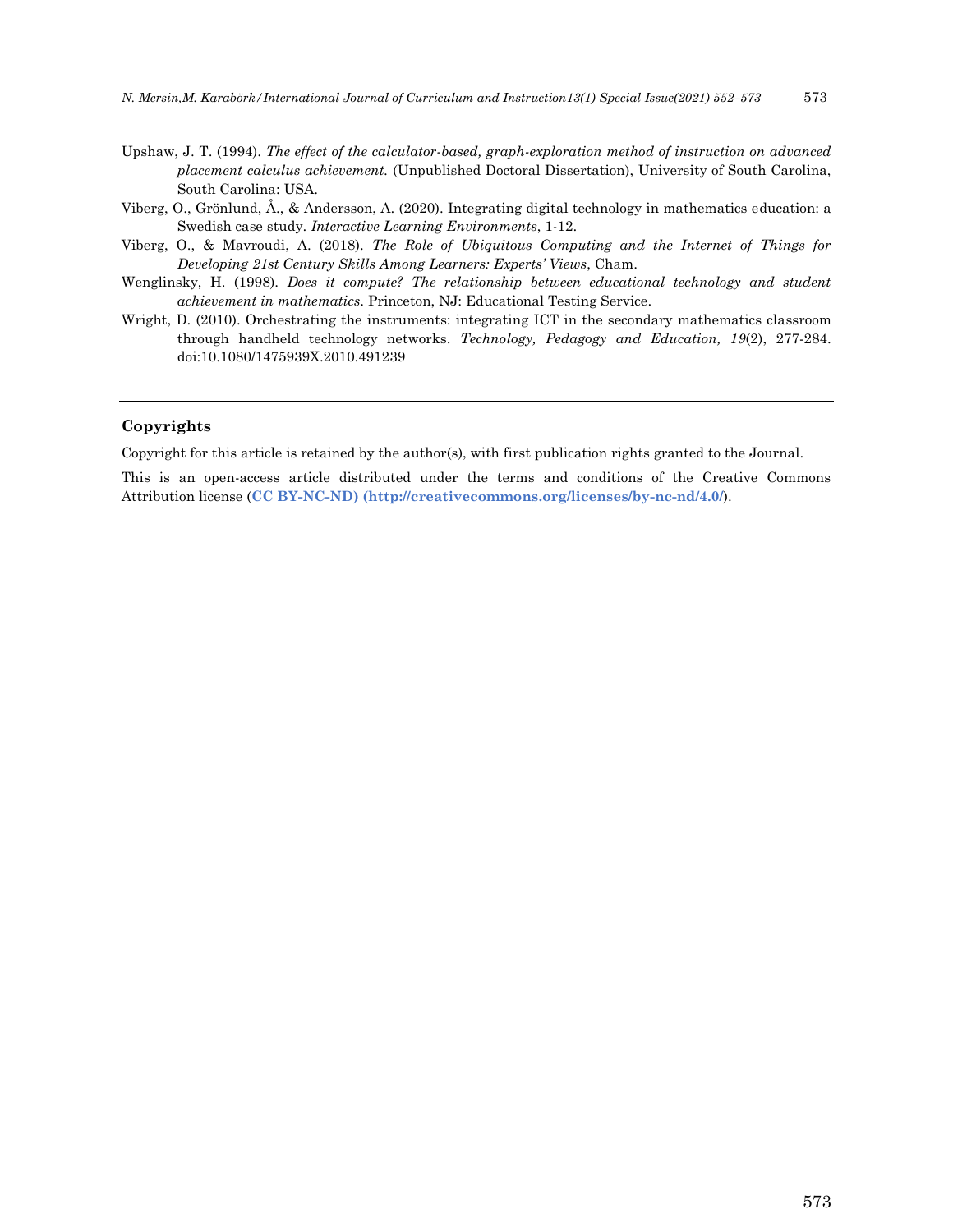Upshaw, J. T. (1994). *The effect of the calculator-based, graph-exploration method of instruction on advanced placement calculus achievement.* (Unpublished Doctoral Dissertation), University of South Carolina, South Carolina: USA.

Viberg, O., Grönlund, Å., & Andersson, A. (2020). Integrating digital technology in mathematics education: a Swedish case study. *Interactive Learning Environments*, 1-12.

Viberg, O., & Mavroudi, A. (2018). *The Role of Ubiquitous Computing and the Internet of Things for Developing 21st Century Skills Among Learners: Experts' Views*, Cham.

Wenglinsky, H. (1998). *Does it compute? The relationship between educational technology and student achievement in mathematics*. Princeton, NJ: Educational Testing Service.

Wright, D. (2010). Orchestrating the instruments: integrating ICT in the secondary mathematics classroom through handheld technology networks. *Technology, Pedagogy and Education, 19*(2), 277-284. doi:10.1080/1475939X.2010.491239

---

**Copyrights**

Copyright for this article is retained by the author(s), with first publication rights granted to the Journal.

This is an open-access article distributed under the terms and conditions of the Creative Commons Attribution license (**CC BY-NC-ND) (http://creativecommons.org/licenses/by-nc-nd/4.0/**).